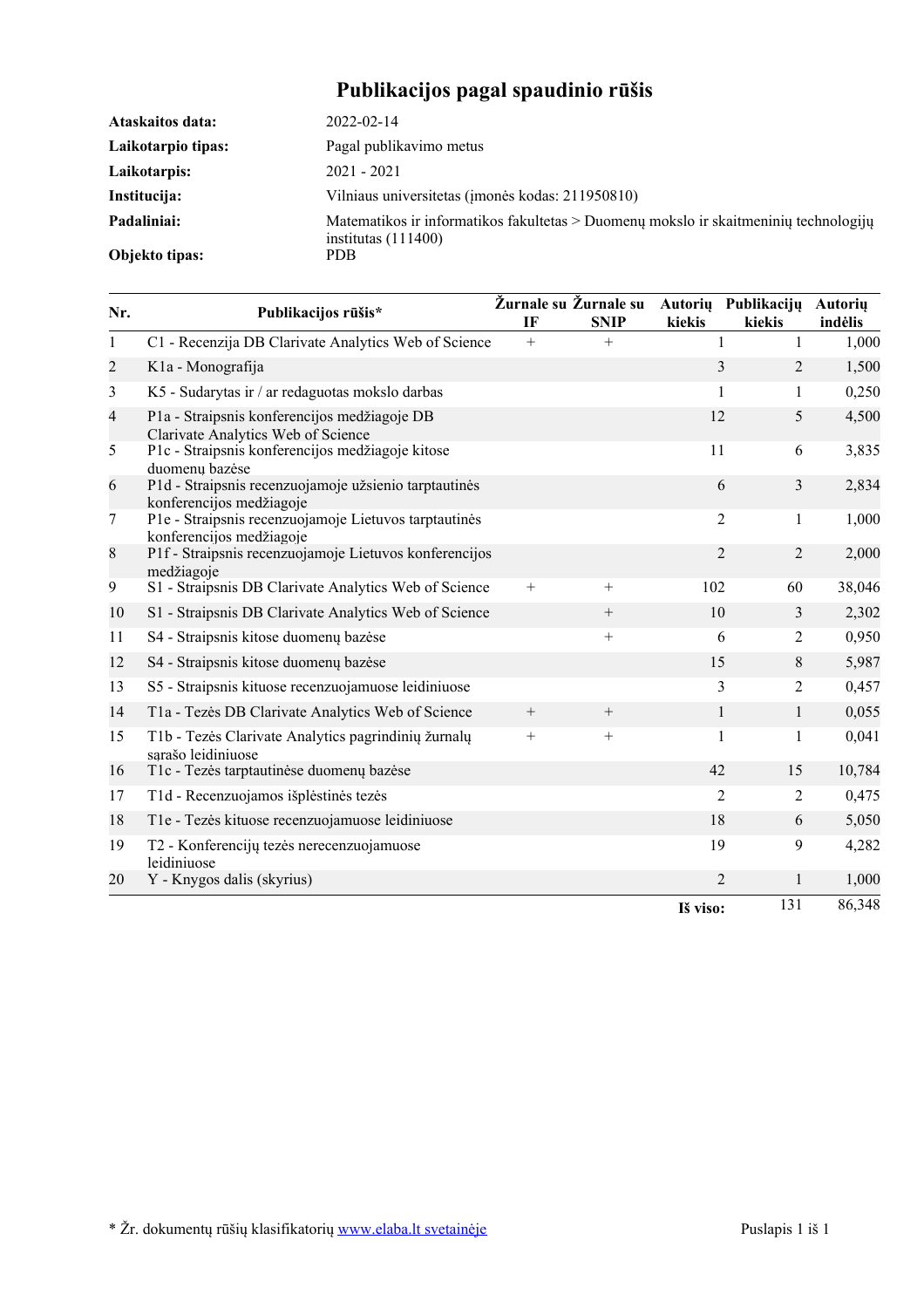# Publikacijos pagal spaudinio rūšis

| | |
|---|---|
| **Ataskaitos data:** | 2022-02-14 |
| **Laikotarpio tipas:** | Pagal publikavimo metus |
| **Laikotarpis:** | 2021 - 2021 |
| **Institucija:** | Vilniaus universitetas (įmonės kodas: 211950810) |
| **Padaliniai:** | Matematikos ir informatikos fakultetas > Duomenų mokslo ir skaitmeninių technologijų institutas (111400) |
| **Objekto tipas:** | PDB |

| Nr. | Publikacijos rūšis* | Žurnale su IF | Žurnale su SNIP | Autorių kiekis | Publikacijų kiekis | Autorių indėlis |
|---|---|---|---|---|---|---|
| 1 | C1 - Recenzija DB Clarivate Analytics Web of Science | + | + | 1 | 1 | 1,000 |
| 2 | K1a - Monografija | | | 3 | 2 | 1,500 |
| 3 | K5 - Sudarytas ir / ar redaguotas mokslo darbas | | | 1 | 1 | 0,250 |
| 4 | P1a - Straipsnis konferencijos medžiagoje DB Clarivate Analytics Web of Science | | | 12 | 5 | 4,500 |
| 5 | P1c - Straipsnis konferencijos medžiagoje kitose duomenų bazėse | | | 11 | 6 | 3,835 |
| 6 | P1d - Straipsnis recenzuojamoje užsienio tarptautinės konferencijos medžiagoje | | | 6 | 3 | 2,834 |
| 7 | P1e - Straipsnis recenzuojamoje Lietuvos tarptautinės konferencijos medžiagoje | | | 2 | 1 | 1,000 |
| 8 | P1f - Straipsnis recenzuojamoje Lietuvos konferencijos medžiagoje | | | 2 | 2 | 2,000 |
| 9 | S1 - Straipsnis DB Clarivate Analytics Web of Science | + | + | 102 | 60 | 38,046 |
| 10 | S1 - Straipsnis DB Clarivate Analytics Web of Science | | + | 10 | 3 | 2,302 |
| 11 | S4 - Straipsnis kitose duomenų bazėse | | + | 6 | 2 | 0,950 |
| 12 | S4 - Straipsnis kitose duomenų bazėse | | | 15 | 8 | 5,987 |
| 13 | S5 - Straipsnis kituose recenzuojamuose leidiniuose | | | 3 | 2 | 0,457 |
| 14 | T1a - Tezės DB Clarivate Analytics Web of Science | + | + | 1 | 1 | 0,055 |
| 15 | T1b - Tezės Clarivate Analytics pagrindinių žurnalų sąrašo leidiniuose | + | + | 1 | 1 | 0,041 |
| 16 | T1c - Tezės tarptautinėse duomenų bazėse | | | 42 | 15 | 10,784 |
| 17 | T1d - Recenzuojamos išplėstinės tezės | | | 2 | 2 | 0,475 |
| 18 | T1e - Tezės kituose recenzuojamuose leidiniuose | | | 18 | 6 | 5,050 |
| 19 | T2 - Konferencijų tezės nerecenzuojamuose leidiniuose | | | 19 | 9 | 4,282 |
| 20 | Y - Knygos dalis (skyrius) | | | 2 | 1 | 1,000 |
| | | | | **Iš viso:** | 131 | 86,348 |

\* Žr. dokumentų rūšių klasifikatorių www.elaba.lt svetainėje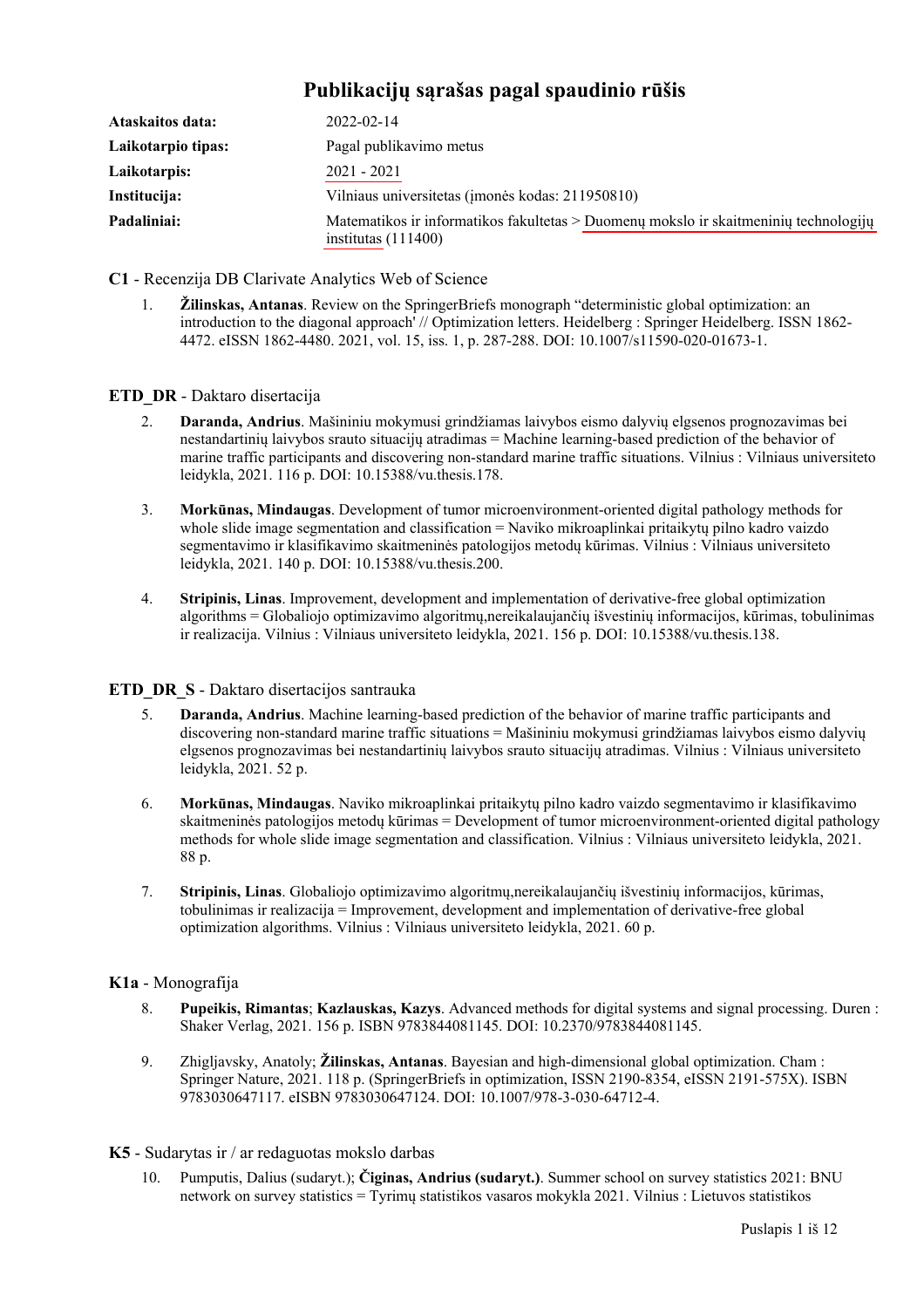# Publikacijų sąrašas pagal spaudinio rūšis

| | |
|---|---|
| **Ataskaitos data:** | 2022-02-14 |
| **Laikotarpio tipas:** | Pagal publikavimo metus |
| **Laikotarpis:** | 2021 - 2021 |
| **Institucija:** | Vilniaus universitetas (įmonės kodas: 211950810) |
| **Padaliniai:** | Matematikos ir informatikos fakultetas > Duomenų mokslo ir skaitmeninių technologijų institutas (111400) |

**C1** - Recenzija DB Clarivate Analytics Web of Science

1. **Žilinskas, Antanas**. Review on the SpringerBriefs monograph "deterministic global optimization: an introduction to the diagonal approach' // Optimization letters. Heidelberg : Springer Heidelberg. ISSN 1862-4472. eISSN 1862-4480. 2021, vol. 15, iss. 1, p. 287-288. DOI: 10.1007/s11590-020-01673-1.

**ETD_DR** - Daktaro disertacija

2. **Daranda, Andrius**. Mašininiu mokymusi grindžiamas laivybos eismo dalyvių elgsenos prognozavimas bei nestandartinių laivybos srauto situacijų atradimas = Machine learning-based prediction of the behavior of marine traffic participants and discovering non-standard marine traffic situations. Vilnius : Vilniaus universiteto leidykla, 2021. 116 p. DOI: 10.15388/vu.thesis.178.

3. **Morkūnas, Mindaugas**. Development of tumor microenvironment-oriented digital pathology methods for whole slide image segmentation and classification = Naviko mikroaplinkai pritaikytų pilno kadro vaizdo segmentavimo ir klasifikavimo skaitmeninės patologijos metodų kūrimas. Vilnius : Vilniaus universiteto leidykla, 2021. 140 p. DOI: 10.15388/vu.thesis.200.

4. **Stripinis, Linas**. Improvement, development and implementation of derivative-free global optimization algorithms = Globaliojo optimizavimo algoritmų,nereikalaujančių išvestinių informacijos, kūrimas, tobulinimas ir realizacija. Vilnius : Vilniaus universiteto leidykla, 2021. 156 p. DOI: 10.15388/vu.thesis.138.

**ETD_DR_S** - Daktaro disertacijos santrauka

5. **Daranda, Andrius**. Machine learning-based prediction of the behavior of marine traffic participants and discovering non-standard marine traffic situations = Mašininiu mokymusi grindžiamas laivybos eismo dalyvių elgsenos prognozavimas bei nestandartinių laivybos srauto situacijų atradimas. Vilnius : Vilniaus universiteto leidykla, 2021. 52 p.

6. **Morkūnas, Mindaugas**. Naviko mikroaplinkai pritaikytų pilno kadro vaizdo segmentavimo ir klasifikavimo skaitmeninės patologijos metodų kūrimas = Development of tumor microenvironment-oriented digital pathology methods for whole slide image segmentation and classification. Vilnius : Vilniaus universiteto leidykla, 2021. 88 p.

7. **Stripinis, Linas**. Globaliojo optimizavimo algoritmų,nereikalaujančių išvestinių informacijos, kūrimas, tobulinimas ir realizacija = Improvement, development and implementation of derivative-free global optimization algorithms. Vilnius : Vilniaus universiteto leidykla, 2021. 60 p.

**K1a** - Monografija

8. **Pupeikis, Rimantas**; **Kazlauskas, Kazys**. Advanced methods for digital systems and signal processing. Duren : Shaker Verlag, 2021. 156 p. ISBN 9783844081145. DOI: 10.2370/9783844081145.

9. Zhigljavsky, Anatoly; **Žilinskas, Antanas**. Bayesian and high-dimensional global optimization. Cham : Springer Nature, 2021. 118 p. (SpringerBriefs in optimization, ISSN 2190-8354, eISSN 2191-575X). ISBN 9783030647117. eISBN 9783030647124. DOI: 10.1007/978-3-030-64712-4.

**K5** - Sudarytas ir / ar redaguotas mokslo darbas

10. Pumputis, Dalius (sudaryt.); **Čiginas, Andrius (sudaryt.)**. Summer school on survey statistics 2021: BNU network on survey statistics = Tyrimų statistikos vasaros mokykla 2021. Vilnius : Lietuvos statistikos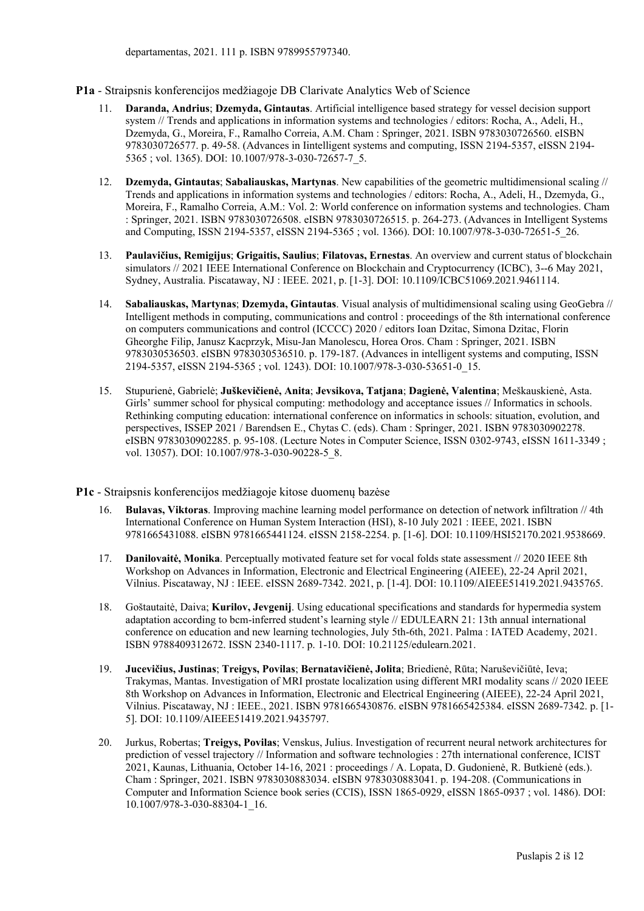departamentas, 2021. 111 p. ISBN 9789955797340.

**P1a** - Straipsnis konferencijos medžiagoje DB Clarivate Analytics Web of Science

11. **Daranda, Andrius**; **Dzemyda, Gintautas**. Artificial intelligence based strategy for vessel decision support system // Trends and applications in information systems and technologies / editors: Rocha, A., Adeli, H., Dzemyda, G., Moreira, F., Ramalho Correia, A.M. Cham : Springer, 2021. ISBN 9783030726560. eISBN 9783030726577. p. 49-58. (Advances in Iintelligent systems and computing, ISSN 2194-5357, eISSN 2194-5365 ; vol. 1365). DOI: 10.1007/978-3-030-72657-7_5.

12. **Dzemyda, Gintautas**; **Sabaliauskas, Martynas**. New capabilities of the geometric multidimensional scaling // Trends and applications in information systems and technologies / editors: Rocha, A., Adeli, H., Dzemyda, G., Moreira, F., Ramalho Correia, A.M.: Vol. 2: World conference on information systems and technologies. Cham : Springer, 2021. ISBN 9783030726508. eISBN 9783030726515. p. 264-273. (Advances in Intelligent Systems and Computing, ISSN 2194-5357, eISSN 2194-5365 ; vol. 1366). DOI: 10.1007/978-3-030-72651-5_26.

13. **Paulavičius, Remigijus**; **Grigaitis, Saulius**; **Filatovas, Ernestas**. An overview and current status of blockchain simulators // 2021 IEEE International Conference on Blockchain and Cryptocurrency (ICBC), 3--6 May 2021, Sydney, Australia. Piscataway, NJ : IEEE. 2021, p. [1-3]. DOI: 10.1109/ICBC51069.2021.9461114.

14. **Sabaliauskas, Martynas**; **Dzemyda, Gintautas**. Visual analysis of multidimensional scaling using GeoGebra // Intelligent methods in computing, communications and control : proceedings of the 8th international conference on computers communications and control (ICCCC) 2020 / editors Ioan Dzitac, Simona Dzitac, Florin Gheorghe Filip, Janusz Kacprzyk, Misu-Jan Manolescu, Horea Oros. Cham : Springer, 2021. ISBN 9783030536503. eISBN 9783030536510. p. 179-187. (Advances in intelligent systems and computing, ISSN 2194-5357, eISSN 2194-5365 ; vol. 1243). DOI: 10.1007/978-3-030-53651-0_15.

15. Stupurienė, Gabrielė; **Juškevičienė, Anita**; **Jevsikova, Tatjana**; **Dagienė, Valentina**; Meškauskienė, Asta. Girls' summer school for physical computing: methodology and acceptance issues // Informatics in schools. Rethinking computing education: international conference on informatics in schools: situation, evolution, and perspectives, ISSEP 2021 / Barendsen E., Chytas C. (eds). Cham : Springer, 2021. ISBN 9783030902278. eISBN 9783030902285. p. 95-108. (Lecture Notes in Computer Science, ISSN 0302-9743, eISSN 1611-3349 ; vol. 13057). DOI: 10.1007/978-3-030-90228-5_8.

**P1c** - Straipsnis konferencijos medžiagoje kitose duomenų bazėse

16. **Bulavas, Viktoras**. Improving machine learning model performance on detection of network infiltration // 4th International Conference on Human System Interaction (HSI), 8-10 July 2021 : IEEE, 2021. ISBN 9781665431088. eISBN 9781665441124. eISSN 2158-2254. p. [1-6]. DOI: 10.1109/HSI52170.2021.9538669.

17. **Danilovaitė, Monika**. Perceptually motivated feature set for vocal folds state assessment // 2020 IEEE 8th Workshop on Advances in Information, Electronic and Electrical Engineering (AIEEE), 22-24 April 2021, Vilnius. Piscataway, NJ : IEEE. eISSN 2689-7342. 2021, p. [1-4]. DOI: 10.1109/AIEEE51419.2021.9435765.

18. Goštautaitė, Daiva; **Kurilov, Jevgenij**. Using educational specifications and standards for hypermedia system adaptation according to bcm-inferred student's learning style // EDULEARN 21: 13th annual international conference on education and new learning technologies, July 5th-6th, 2021. Palma : IATED Academy, 2021. ISBN 9788409312672. ISSN 2340-1117. p. 1-10. DOI: 10.21125/edulearn.2021.

19. **Jucevičius, Justinas**; **Treigys, Povilas**; **Bernatavičienė, Jolita**; Briedienė, Rūta; Naruševičiūtė, Ieva; Trakymas, Mantas. Investigation of MRI prostate localization using different MRI modality scans // 2020 IEEE 8th Workshop on Advances in Information, Electronic and Electrical Engineering (AIEEE), 22-24 April 2021, Vilnius. Piscataway, NJ : IEEE., 2021. ISBN 9781665430876. eISBN 9781665425384. eISSN 2689-7342. p. [1-5]. DOI: 10.1109/AIEEE51419.2021.9435797.

20. Jurkus, Robertas; **Treigys, Povilas**; Venskus, Julius. Investigation of recurrent neural network architectures for prediction of vessel trajectory // Information and software technologies : 27th international conference, ICIST 2021, Kaunas, Lithuania, October 14-16, 2021 : proceedings / A. Lopata, D. Gudonienė, R. Butkienė (eds.). Cham : Springer, 2021. ISBN 9783030883034. eISBN 9783030883041. p. 194-208. (Communications in Computer and Information Science book series (CCIS), ISSN 1865-0929, eISSN 1865-0937 ; vol. 1486). DOI: 10.1007/978-3-030-88304-1_16.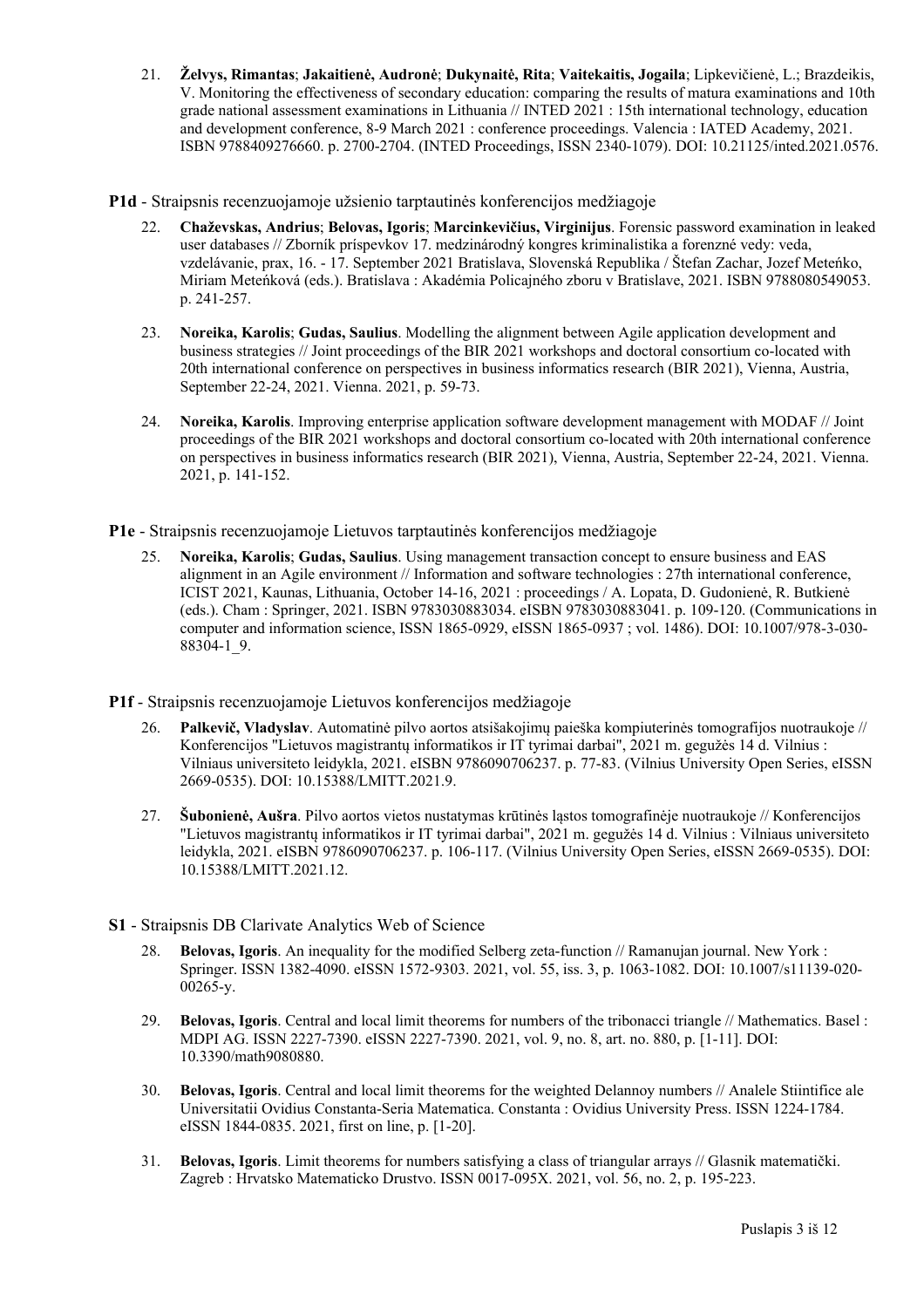21. **Želvys, Rimantas**; **Jakaitienė, Audronė**; **Dukynaitė, Rita**; **Vaitekaitis, Jogaila**; Lipkevičienė, L.; Brazdeikis, V. Monitoring the effectiveness of secondary education: comparing the results of matura examinations and 10th grade national assessment examinations in Lithuania // INTED 2021 : 15th international technology, education and development conference, 8-9 March 2021 : conference proceedings. Valencia : IATED Academy, 2021. ISBN 9788409276660. p. 2700-2704. (INTED Proceedings, ISSN 2340-1079). DOI: 10.21125/inted.2021.0576.

**P1d** - Straipsnis recenzuojamoje užsienio tarptautinės konferencijos medžiagoje

22. **Chaževskas, Andrius**; **Belovas, Igoris**; **Marcinkevičius, Virginijus**. Forensic password examination in leaked user databases // Zborník príspevkov 17. medzinárodný kongres kriminalistika a forenzné vedy: veda, vzdelávanie, prax, 16. - 17. September 2021 Bratislava, Slovenská Republika / Štefan Zachar, Jozef Meteňko, Miriam Meteňková (eds.). Bratislava : Akadémia Policajného zboru v Bratislave, 2021. ISBN 9788080549053. p. 241-257.

23. **Noreika, Karolis**; **Gudas, Saulius**. Modelling the alignment between Agile application development and business strategies // Joint proceedings of the BIR 2021 workshops and doctoral consortium co-located with 20th international conference on perspectives in business informatics research (BIR 2021), Vienna, Austria, September 22-24, 2021. Vienna. 2021, p. 59-73.

24. **Noreika, Karolis**. Improving enterprise application software development management with MODAF // Joint proceedings of the BIR 2021 workshops and doctoral consortium co-located with 20th international conference on perspectives in business informatics research (BIR 2021), Vienna, Austria, September 22-24, 2021. Vienna. 2021, p. 141-152.

**P1e** - Straipsnis recenzuojamoje Lietuvos tarptautinės konferencijos medžiagoje

25. **Noreika, Karolis**; **Gudas, Saulius**. Using management transaction concept to ensure business and EAS alignment in an Agile environment // Information and software technologies : 27th international conference, ICIST 2021, Kaunas, Lithuania, October 14-16, 2021 : proceedings / A. Lopata, D. Gudonienė, R. Butkienė (eds.). Cham : Springer, 2021. ISBN 9783030883034. eISBN 9783030883041. p. 109-120. (Communications in computer and information science, ISSN 1865-0929, eISSN 1865-0937 ; vol. 1486). DOI: 10.1007/978-3-030-88304-1_9.

**P1f** - Straipsnis recenzuojamoje Lietuvos konferencijos medžiagoje

26. **Palkevič, Vladyslav**. Automatinė pilvo aortos atsišakojimų paieška kompiuterinės tomografijos nuotraukoje // Konferencijos "Lietuvos magistrantų informatikos ir IT tyrimai darbai", 2021 m. gegužės 14 d. Vilnius : Vilniaus universiteto leidykla, 2021. eISBN 9786090706237. p. 77-83. (Vilnius University Open Series, eISSN 2669-0535). DOI: 10.15388/LMITT.2021.9.

27. **Šubonienė, Aušra**. Pilvo aortos vietos nustatymas krūtinės ląstos tomografinėje nuotraukoje // Konferencijos "Lietuvos magistrantų informatikos ir IT tyrimai darbai", 2021 m. gegužės 14 d. Vilnius : Vilniaus universiteto leidykla, 2021. eISBN 9786090706237. p. 106-117. (Vilnius University Open Series, eISSN 2669-0535). DOI: 10.15388/LMITT.2021.12.

**S1** - Straipsnis DB Clarivate Analytics Web of Science

28. **Belovas, Igoris**. An inequality for the modified Selberg zeta-function // Ramanujan journal. New York : Springer. ISSN 1382-4090. eISSN 1572-9303. 2021, vol. 55, iss. 3, p. 1063-1082. DOI: 10.1007/s11139-020-00265-y.

29. **Belovas, Igoris**. Central and local limit theorems for numbers of the tribonacci triangle // Mathematics. Basel : MDPI AG. ISSN 2227-7390. eISSN 2227-7390. 2021, vol. 9, no. 8, art. no. 880, p. [1-11]. DOI: 10.3390/math9080880.

30. **Belovas, Igoris**. Central and local limit theorems for the weighted Delannoy numbers // Analele Stiintifice ale Universitatii Ovidius Constanta-Seria Matematica. Constanta : Ovidius University Press. ISSN 1224-1784. eISSN 1844-0835. 2021, first on line, p. [1-20].

31. **Belovas, Igoris**. Limit theorems for numbers satisfying a class of triangular arrays // Glasnik matematički. Zagreb : Hrvatsko Matematicko Drustvo. ISSN 0017-095X. 2021, vol. 56, no. 2, p. 195-223.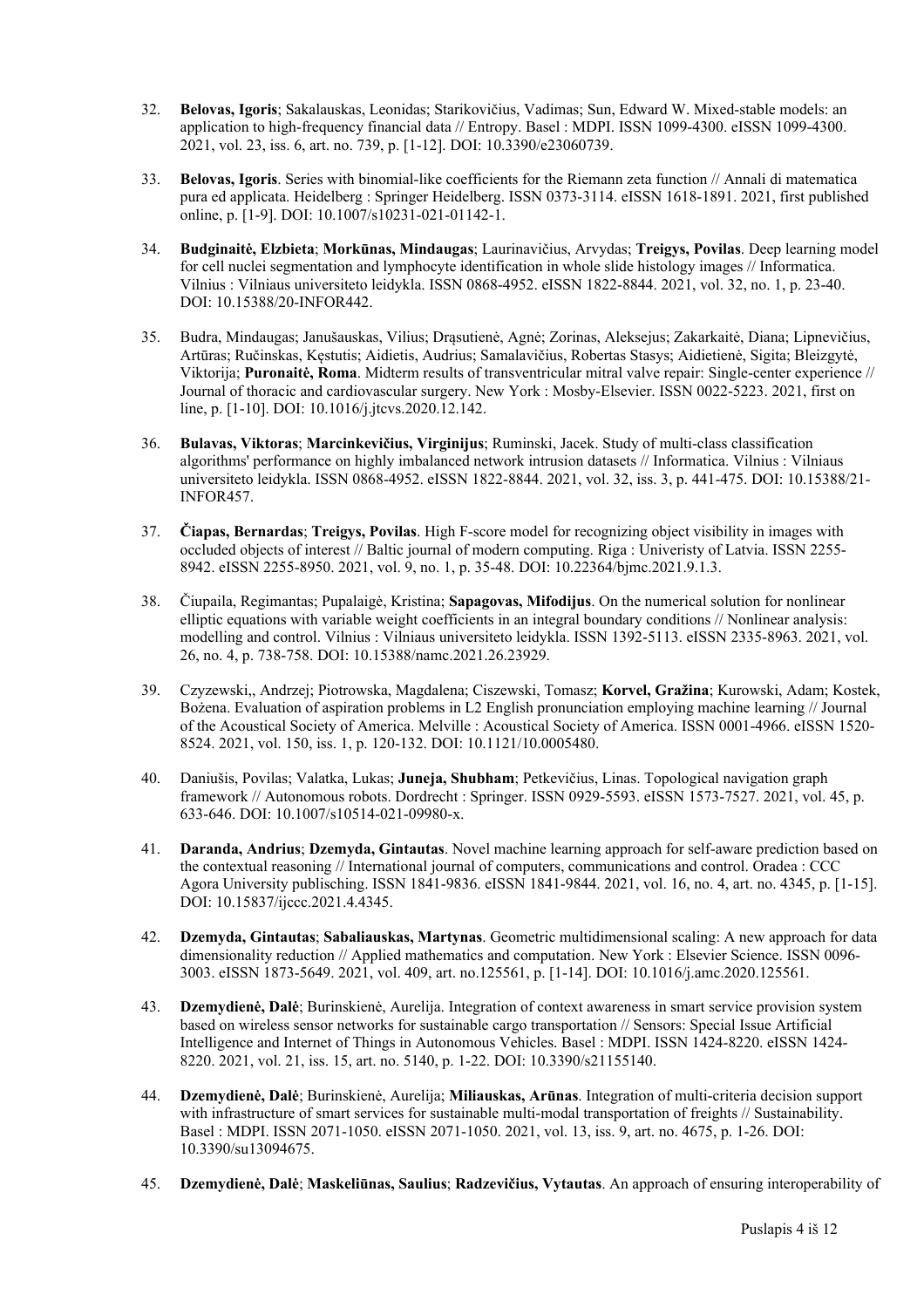32. **Belovas, Igoris**; Sakalauskas, Leonidas; Starikovičius, Vadimas; Sun, Edward W. Mixed-stable models: an application to high-frequency financial data // Entropy. Basel : MDPI. ISSN 1099-4300. eISSN 1099-4300. 2021, vol. 23, iss. 6, art. no. 739, p. [1-12]. DOI: 10.3390/e23060739.

33. **Belovas, Igoris**. Series with binomial-like coefficients for the Riemann zeta function // Annali di matematica pura ed applicata. Heidelberg : Springer Heidelberg. ISSN 0373-3114. eISSN 1618-1891. 2021, first published online, p. [1-9]. DOI: 10.1007/s10231-021-01142-1.

34. **Budginaitė, Elzbieta**; **Morkūnas, Mindaugas**; Laurinavičius, Arvydas; **Treigys, Povilas**. Deep learning model for cell nuclei segmentation and lymphocyte identification in whole slide histology images // Informatica. Vilnius : Vilniaus universiteto leidykla. ISSN 0868-4952. eISSN 1822-8844. 2021, vol. 32, no. 1, p. 23-40. DOI: 10.15388/20-INFOR442.

35. Budra, Mindaugas; Janušauskas, Vilius; Drąsutienė, Agnė; Zorinas, Aleksejus; Zakarkaitė, Diana; Lipnevičius, Artūras; Ručinskas, Kęstutis; Aidietis, Audrius; Samalavičius, Robertas Stasys; Aidietienė, Sigita; Bleizgytė, Viktorija; **Puronaitė, Roma**. Midterm results of transventricular mitral valve repair: Single-center experience // Journal of thoracic and cardiovascular surgery. New York : Mosby-Elsevier. ISSN 0022-5223. 2021, first on line, p. [1-10]. DOI: 10.1016/j.jtcvs.2020.12.142.

36. **Bulavas, Viktoras**; **Marcinkevičius, Virginijus**; Ruminski, Jacek. Study of multi-class classification algorithms' performance on highly imbalanced network intrusion datasets // Informatica. Vilnius : Vilniaus universiteto leidykla. ISSN 0868-4952. eISSN 1822-8844. 2021, vol. 32, iss. 3, p. 441-475. DOI: 10.15388/21-INFOR457.

37. **Čiapas, Bernardas**; **Treigys, Povilas**. High F-score model for recognizing object visibility in images with occluded objects of interest // Baltic journal of modern computing. Riga : Univeristy of Latvia. ISSN 2255-8942. eISSN 2255-8950. 2021, vol. 9, no. 1, p. 35-48. DOI: 10.22364/bjmc.2021.9.1.3.

38. Čiupaila, Regimantas; Pupalaigė, Kristina; **Sapagovas, Mifodijus**. On the numerical solution for nonlinear elliptic equations with variable weight coefficients in an integral boundary conditions // Nonlinear analysis: modelling and control. Vilnius : Vilniaus universiteto leidykla. ISSN 1392-5113. eISSN 2335-8963. 2021, vol. 26, no. 4, p. 738-758. DOI: 10.15388/namc.2021.26.23929.

39. Czyzewski,, Andrzej; Piotrowska, Magdalena; Ciszewski, Tomasz; **Korvel, Gražina**; Kurowski, Adam; Kostek, Bożena. Evaluation of aspiration problems in L2 English pronunciation employing machine learning // Journal of the Acoustical Society of America. Melville : Acoustical Society of America. ISSN 0001-4966. eISSN 1520-8524. 2021, vol. 150, iss. 1, p. 120-132. DOI: 10.1121/10.0005480.

40. Daniušis, Povilas; Valatka, Lukas; **Juneja, Shubham**; Petkevičius, Linas. Topological navigation graph framework // Autonomous robots. Dordrecht : Springer. ISSN 0929-5593. eISSN 1573-7527. 2021, vol. 45, p. 633-646. DOI: 10.1007/s10514-021-09980-x.

41. **Daranda, Andrius**; **Dzemyda, Gintautas**. Novel machine learning approach for self-aware prediction based on the contextual reasoning // International journal of computers, communications and control. Oradea : CCC Agora University publisching. ISSN 1841-9836. eISSN 1841-9844. 2021, vol. 16, no. 4, art. no. 4345, p. [1-15]. DOI: 10.15837/ijccc.2021.4.4345.

42. **Dzemyda, Gintautas**; **Sabaliauskas, Martynas**. Geometric multidimensional scaling: A new approach for data dimensionality reduction // Applied mathematics and computation. New York : Elsevier Science. ISSN 0096-3003. eISSN 1873-5649. 2021, vol. 409, art. no.125561, p. [1-14]. DOI: 10.1016/j.amc.2020.125561.

43. **Dzemydienė, Dalė**; Burinskienė, Aurelija. Integration of context awareness in smart service provision system based on wireless sensor networks for sustainable cargo transportation // Sensors: Special Issue Artificial Intelligence and Internet of Things in Autonomous Vehicles. Basel : MDPI. ISSN 1424-8220. eISSN 1424-8220. 2021, vol. 21, iss. 15, art. no. 5140, p. 1-22. DOI: 10.3390/s21155140.

44. **Dzemydienė, Dalė**; Burinskienė, Aurelija; **Miliauskas, Arūnas**. Integration of multi-criteria decision support with infrastructure of smart services for sustainable multi-modal transportation of freights // Sustainability. Basel : MDPI. ISSN 2071-1050. eISSN 2071-1050. 2021, vol. 13, iss. 9, art. no. 4675, p. 1-26. DOI: 10.3390/su13094675.

45. **Dzemydienė, Dalė**; **Maskeliūnas, Saulius**; **Radzevičius, Vytautas**. An approach of ensuring interoperability of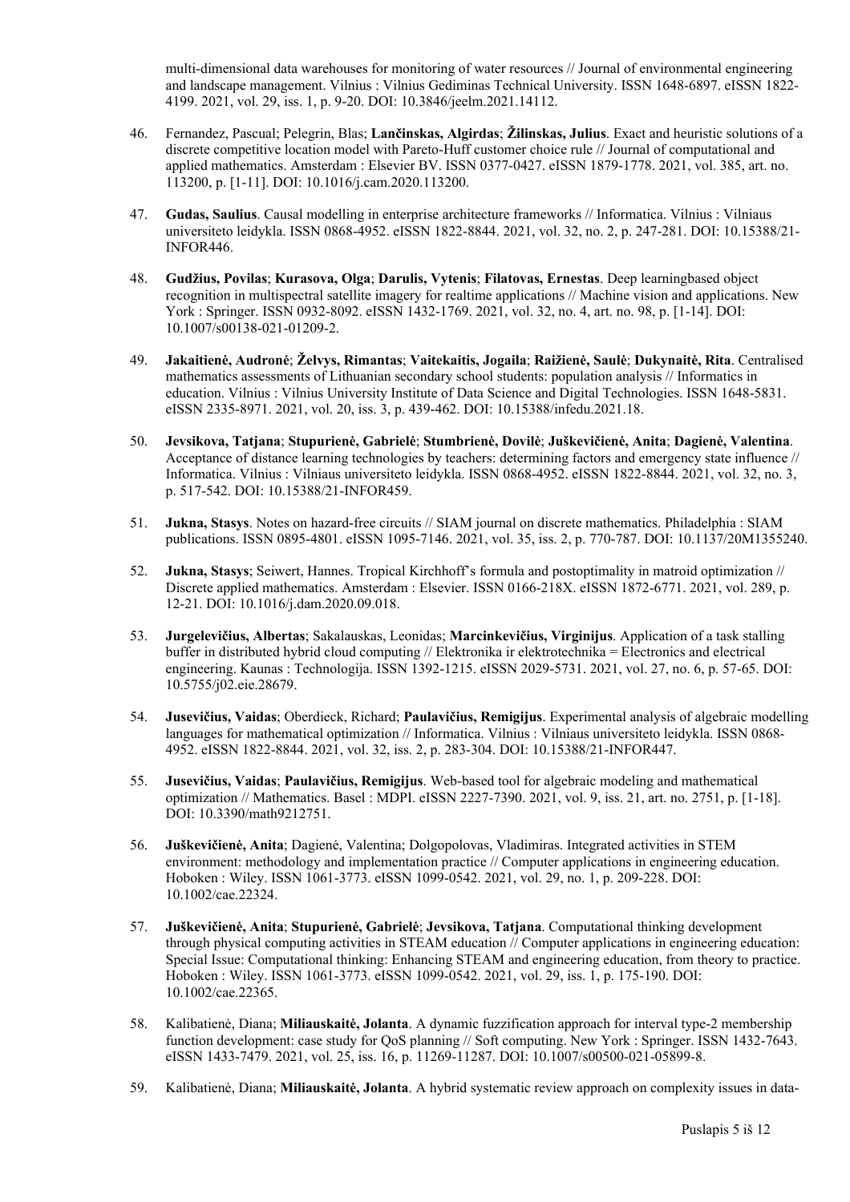multi-dimensional data warehouses for monitoring of water resources // Journal of environmental engineering and landscape management. Vilnius : Vilnius Gediminas Technical University. ISSN 1648-6897. eISSN 1822-4199. 2021, vol. 29, iss. 1, p. 9-20. DOI: 10.3846/jeelm.2021.14112.

46. Fernandez, Pascual; Pelegrin, Blas; **Lančinskas, Algirdas**; **Žilinskas, Julius**. Exact and heuristic solutions of a discrete competitive location model with Pareto-Huff customer choice rule // Journal of computational and applied mathematics. Amsterdam : Elsevier BV. ISSN 0377-0427. eISSN 1879-1778. 2021, vol. 385, art. no. 113200, p. [1-11]. DOI: 10.1016/j.cam.2020.113200.

47. **Gudas, Saulius**. Causal modelling in enterprise architecture frameworks // Informatica. Vilnius : Vilniaus universiteto leidykla. ISSN 0868-4952. eISSN 1822-8844. 2021, vol. 32, no. 2, p. 247-281. DOI: 10.15388/21-INFOR446.

48. **Gudžius, Povilas**; **Kurasova, Olga**; **Darulis, Vytenis**; **Filatovas, Ernestas**. Deep learningbased object recognition in multispectral satellite imagery for realtime applications // Machine vision and applications. New York : Springer. ISSN 0932-8092. eISSN 1432-1769. 2021, vol. 32, no. 4, art. no. 98, p. [1-14]. DOI: 10.1007/s00138-021-01209-2.

49. **Jakaitienė, Audronė**; **Želvys, Rimantas**; **Vaitekaitis, Jogaila**; **Raižienė, Saulė**; **Dukynaitė, Rita**. Centralised mathematics assessments of Lithuanian secondary school students: population analysis // Informatics in education. Vilnius : Vilnius University Institute of Data Science and Digital Technologies. ISSN 1648-5831. eISSN 2335-8971. 2021, vol. 20, iss. 3, p. 439-462. DOI: 10.15388/infedu.2021.18.

50. **Jevsikova, Tatjana**; **Stupurienė, Gabrielė**; **Stumbrienė, Dovilė**; **Juškevičienė, Anita**; **Dagienė, Valentina**. Acceptance of distance learning technologies by teachers: determining factors and emergency state influence // Informatica. Vilnius : Vilniaus universiteto leidykla. ISSN 0868-4952. eISSN 1822-8844. 2021, vol. 32, no. 3, p. 517-542. DOI: 10.15388/21-INFOR459.

51. **Jukna, Stasys**. Notes on hazard-free circuits // SIAM journal on discrete mathematics. Philadelphia : SIAM publications. ISSN 0895-4801. eISSN 1095-7146. 2021, vol. 35, iss. 2, p. 770-787. DOI: 10.1137/20M1355240.

52. **Jukna, Stasys**; Seiwert, Hannes. Tropical Kirchhoff's formula and postoptimality in matroid optimization // Discrete applied mathematics. Amsterdam : Elsevier. ISSN 0166-218X. eISSN 1872-6771. 2021, vol. 289, p. 12-21. DOI: 10.1016/j.dam.2020.09.018.

53. **Jurgelevičius, Albertas**; Sakalauskas, Leonidas; **Marcinkevičius, Virginijus**. Application of a task stalling buffer in distributed hybrid cloud computing // Elektronika ir elektrotechnika = Electronics and electrical engineering. Kaunas : Technologija. ISSN 1392-1215. eISSN 2029-5731. 2021, vol. 27, no. 6, p. 57-65. DOI: 10.5755/j02.eie.28679.

54. **Jusevičius, Vaidas**; Oberdieck, Richard; **Paulavičius, Remigijus**. Experimental analysis of algebraic modelling languages for mathematical optimization // Informatica. Vilnius : Vilniaus universiteto leidykla. ISSN 0868-4952. eISSN 1822-8844. 2021, vol. 32, iss. 2, p. 283-304. DOI: 10.15388/21-INFOR447.

55. **Jusevičius, Vaidas**; **Paulavičius, Remigijus**. Web-based tool for algebraic modeling and mathematical optimization // Mathematics. Basel : MDPI. eISSN 2227-7390. 2021, vol. 9, iss. 21, art. no. 2751, p. [1-18]. DOI: 10.3390/math9212751.

56. **Juškevičienė, Anita**; Dagienė, Valentina; Dolgopolovas, Vladimiras. Integrated activities in STEM environment: methodology and implementation practice // Computer applications in engineering education. Hoboken : Wiley. ISSN 1061-3773. eISSN 1099-0542. 2021, vol. 29, no. 1, p. 209-228. DOI: 10.1002/cae.22324.

57. **Juškevičienė, Anita**; **Stupurienė, Gabrielė**; **Jevsikova, Tatjana**. Computational thinking development through physical computing activities in STEAM education // Computer applications in engineering education: Special Issue: Computational thinking: Enhancing STEAM and engineering education, from theory to practice. Hoboken : Wiley. ISSN 1061-3773. eISSN 1099-0542. 2021, vol. 29, iss. 1, p. 175-190. DOI: 10.1002/cae.22365.

58. Kalibatienė, Diana; **Miliauskaitė, Jolanta**. A dynamic fuzzification approach for interval type-2 membership function development: case study for QoS planning // Soft computing. New York : Springer. ISSN 1432-7643. eISSN 1433-7479. 2021, vol. 25, iss. 16, p. 11269-11287. DOI: 10.1007/s00500-021-05899-8.

59. Kalibatienė, Diana; **Miliauskaitė, Jolanta**. A hybrid systematic review approach on complexity issues in data-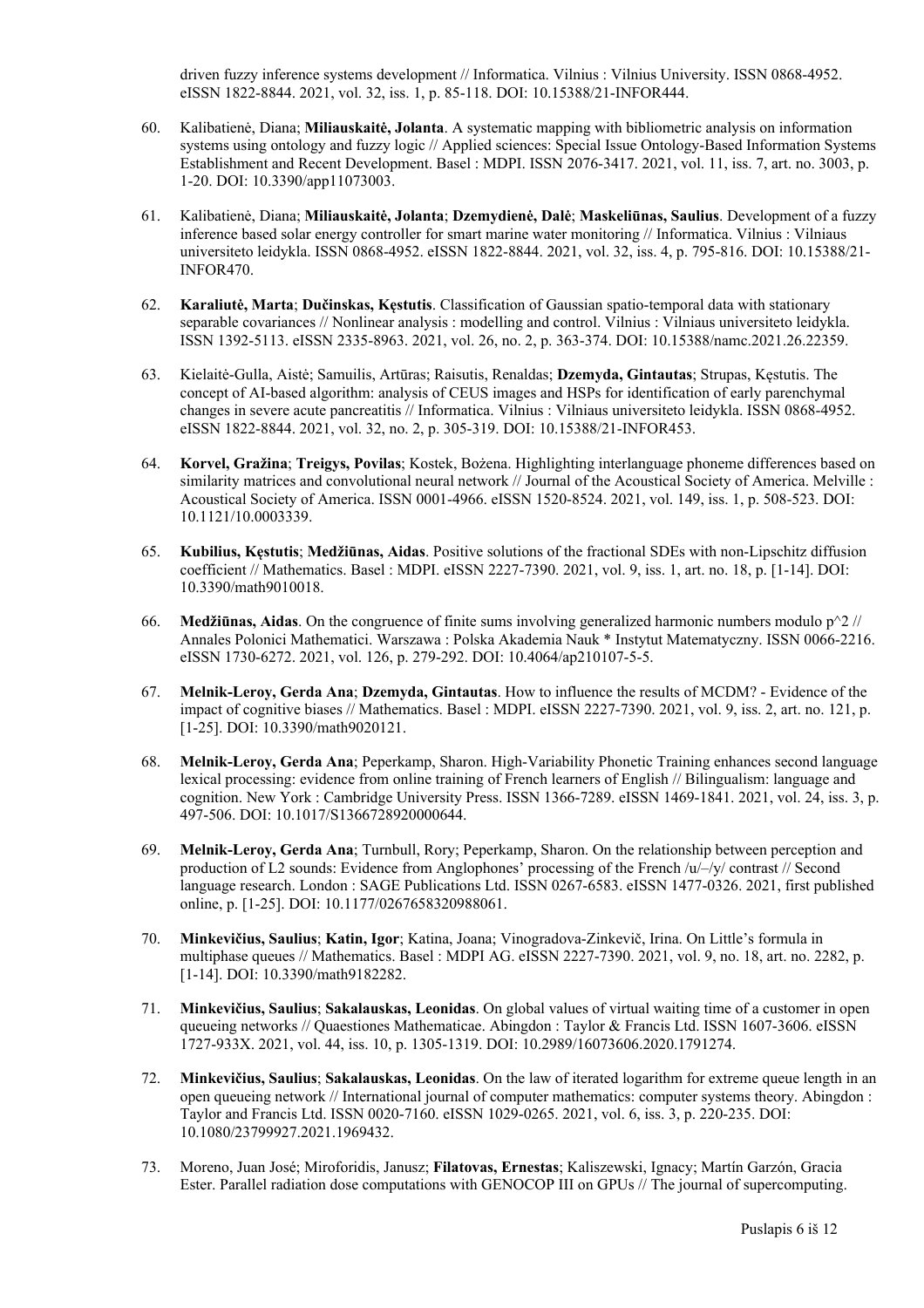driven fuzzy inference systems development // Informatica. Vilnius : Vilnius University. ISSN 0868-4952. eISSN 1822-8844. 2021, vol. 32, iss. 1, p. 85-118. DOI: 10.15388/21-INFOR444.

60. Kalibatienė, Diana; **Miliauskaitė, Jolanta**. A systematic mapping with bibliometric analysis on information systems using ontology and fuzzy logic // Applied sciences: Special Issue Ontology-Based Information Systems Establishment and Recent Development. Basel : MDPI. ISSN 2076-3417. 2021, vol. 11, iss. 7, art. no. 3003, p. 1-20. DOI: 10.3390/app11073003.

61. Kalibatienė, Diana; **Miliauskaitė, Jolanta**; **Dzemydienė, Dalė**; **Maskeliūnas, Saulius**. Development of a fuzzy inference based solar energy controller for smart marine water monitoring // Informatica. Vilnius : Vilniaus universiteto leidykla. ISSN 0868-4952. eISSN 1822-8844. 2021, vol. 32, iss. 4, p. 795-816. DOI: 10.15388/21-INFOR470.

62. **Karaliutė, Marta**; **Dučinskas, Kęstutis**. Classification of Gaussian spatio-temporal data with stationary separable covariances // Nonlinear analysis : modelling and control. Vilnius : Vilniaus universiteto leidykla. ISSN 1392-5113. eISSN 2335-8963. 2021, vol. 26, no. 2, p. 363-374. DOI: 10.15388/namc.2021.26.22359.

63. Kielaitė-Gulla, Aistė; Samuilis, Artūras; Raisutis, Renaldas; **Dzemyda, Gintautas**; Strupas, Kęstutis. The concept of AI-based algorithm: analysis of CEUS images and HSPs for identification of early parenchymal changes in severe acute pancreatitis // Informatica. Vilnius : Vilniaus universiteto leidykla. ISSN 0868-4952. eISSN 1822-8844. 2021, vol. 32, no. 2, p. 305-319. DOI: 10.15388/21-INFOR453.

64. **Korvel, Gražina**; **Treigys, Povilas**; Kostek, Bożena. Highlighting interlanguage phoneme differences based on similarity matrices and convolutional neural network // Journal of the Acoustical Society of America. Melville : Acoustical Society of America. ISSN 0001-4966. eISSN 1520-8524. 2021, vol. 149, iss. 1, p. 508-523. DOI: 10.1121/10.0003339.

65. **Kubilius, Kęstutis**; **Medžiūnas, Aidas**. Positive solutions of the fractional SDEs with non-Lipschitz diffusion coefficient // Mathematics. Basel : MDPI. eISSN 2227-7390. 2021, vol. 9, iss. 1, art. no. 18, p. [1-14]. DOI: 10.3390/math9010018.

66. **Medžiūnas, Aidas**. On the congruence of finite sums involving generalized harmonic numbers modulo p^2 // Annales Polonici Mathematici. Warszawa : Polska Akademia Nauk * Instytut Matematyczny. ISSN 0066-2216. eISSN 1730-6272. 2021, vol. 126, p. 279-292. DOI: 10.4064/ap210107-5-5.

67. **Melnik-Leroy, Gerda Ana**; **Dzemyda, Gintautas**. How to influence the results of MCDM? - Evidence of the impact of cognitive biases // Mathematics. Basel : MDPI. eISSN 2227-7390. 2021, vol. 9, iss. 2, art. no. 121, p. [1-25]. DOI: 10.3390/math9020121.

68. **Melnik-Leroy, Gerda Ana**; Peperkamp, Sharon. High-Variability Phonetic Training enhances second language lexical processing: evidence from online training of French learners of English // Bilingualism: language and cognition. New York : Cambridge University Press. ISSN 1366-7289. eISSN 1469-1841. 2021, vol. 24, iss. 3, p. 497-506. DOI: 10.1017/S1366728920000644.

69. **Melnik-Leroy, Gerda Ana**; Turnbull, Rory; Peperkamp, Sharon. On the relationship between perception and production of L2 sounds: Evidence from Anglophones' processing of the French /u/–/y/ contrast // Second language research. London : SAGE Publications Ltd. ISSN 0267-6583. eISSN 1477-0326. 2021, first published online, p. [1-25]. DOI: 10.1177/0267658320988061.

70. **Minkevičius, Saulius**; **Katin, Igor**; Katina, Joana; Vinogradova-Zinkevič, Irina. On Little's formula in multiphase queues // Mathematics. Basel : MDPI AG. eISSN 2227-7390. 2021, vol. 9, no. 18, art. no. 2282, p. [1-14]. DOI: 10.3390/math9182282.

71. **Minkevičius, Saulius**; **Sakalauskas, Leonidas**. On global values of virtual waiting time of a customer in open queueing networks // Quaestiones Mathematicae. Abingdon : Taylor & Francis Ltd. ISSN 1607-3606. eISSN 1727-933X. 2021, vol. 44, iss. 10, p. 1305-1319. DOI: 10.2989/16073606.2020.1791274.

72. **Minkevičius, Saulius**; **Sakalauskas, Leonidas**. On the law of iterated logarithm for extreme queue length in an open queueing network // International journal of computer mathematics: computer systems theory. Abingdon : Taylor and Francis Ltd. ISSN 0020-7160. eISSN 1029-0265. 2021, vol. 6, iss. 3, p. 220-235. DOI: 10.1080/23799927.2021.1969432.

73. Moreno, Juan José; Miroforidis, Janusz; **Filatovas, Ernestas**; Kaliszewski, Ignacy; Martín Garzón, Gracia Ester. Parallel radiation dose computations with GENOCOP III on GPUs // The journal of supercomputing.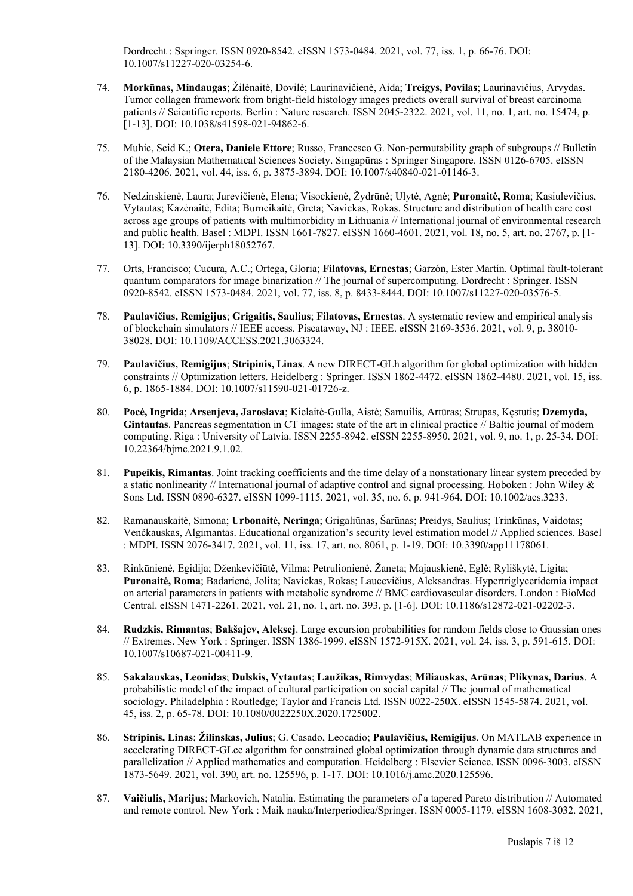Dordrecht : Sspringer. ISSN 0920-8542. eISSN 1573-0484. 2021, vol. 77, iss. 1, p. 66-76. DOI: 10.1007/s11227-020-03254-6.

74. **Morkūnas, Mindaugas**; Žilėnaitė, Dovilė; Laurinavičienė, Aida; **Treigys, Povilas**; Laurinavičius, Arvydas. Tumor collagen framework from bright-field histology images predicts overall survival of breast carcinoma patients // Scientific reports. Berlin : Nature research. ISSN 2045-2322. 2021, vol. 11, no. 1, art. no. 15474, p. [1-13]. DOI: 10.1038/s41598-021-94862-6.

75. Muhie, Seid K.; **Otera, Daniele Ettore**; Russo, Francesco G. Non-permutability graph of subgroups // Bulletin of the Malaysian Mathematical Sciences Society. Singapūras : Springer Singapore. ISSN 0126-6705. eISSN 2180-4206. 2021, vol. 44, iss. 6, p. 3875-3894. DOI: 10.1007/s40840-021-01146-3.

76. Nedzinskienė, Laura; Jurevičienė, Elena; Visockienė, Žydrūnė; Ulytė, Agnė; **Puronaitė, Roma**; Kasiulevičius, Vytautas; Kazėnaitė, Edita; Burneikaitė, Greta; Navickas, Rokas. Structure and distribution of health care cost across age groups of patients with multimorbidity in Lithuania // International journal of environmental research and public health. Basel : MDPI. ISSN 1661-7827. eISSN 1660-4601. 2021, vol. 18, no. 5, art. no. 2767, p. [1-13]. DOI: 10.3390/ijerph18052767.

77. Orts, Francisco; Cucura, A.C.; Ortega, Gloria; **Filatovas, Ernestas**; Garzón, Ester Martín. Optimal fault-tolerant quantum comparators for image binarization // The journal of supercomputing. Dordrecht : Springer. ISSN 0920-8542. eISSN 1573-0484. 2021, vol. 77, iss. 8, p. 8433-8444. DOI: 10.1007/s11227-020-03576-5.

78. **Paulavičius, Remigijus**; **Grigaitis, Saulius**; **Filatovas, Ernestas**. A systematic review and empirical analysis of blockchain simulators // IEEE access. Piscataway, NJ : IEEE. eISSN 2169-3536. 2021, vol. 9, p. 38010-38028. DOI: 10.1109/ACCESS.2021.3063324.

79. **Paulavičius, Remigijus**; **Stripinis, Linas**. A new DIRECT-GLh algorithm for global optimization with hidden constraints // Optimization letters. Heidelberg : Springer. ISSN 1862-4472. eISSN 1862-4480. 2021, vol. 15, iss. 6, p. 1865-1884. DOI: 10.1007/s11590-021-01726-z.

80. **Pocė, Ingrida**; **Arsenjeva, Jaroslava**; Kielaitė-Gulla, Aistė; Samuilis, Artūras; Strupas, Kęstutis; **Dzemyda, Gintautas**. Pancreas segmentation in CT images: state of the art in clinical practice // Baltic journal of modern computing. Riga : University of Latvia. ISSN 2255-8942. eISSN 2255-8950. 2021, vol. 9, no. 1, p. 25-34. DOI: 10.22364/bjmc.2021.9.1.02.

81. **Pupeikis, Rimantas**. Joint tracking coefficients and the time delay of a nonstationary linear system preceded by a static nonlinearity // International journal of adaptive control and signal processing. Hoboken : John Wiley & Sons Ltd. ISSN 0890-6327. eISSN 1099-1115. 2021, vol. 35, no. 6, p. 941-964. DOI: 10.1002/acs.3233.

82. Ramanauskaitė, Simona; **Urbonaitė, Neringa**; Grigaliūnas, Šarūnas; Preidys, Saulius; Trinkūnas, Vaidotas; Venčkauskas, Algimantas. Educational organization's security level estimation model // Applied sciences. Basel : MDPI. ISSN 2076-3417. 2021, vol. 11, iss. 17, art. no. 8061, p. 1-19. DOI: 10.3390/app11178061.

83. Rinkūnienė, Egidija; Dženkevičiūtė, Vilma; Petrulionienė, Žaneta; Majauskienė, Eglė; Ryliškytė, Ligita; **Puronaitė, Roma**; Badarienė, Jolita; Navickas, Rokas; Laucevičius, Aleksandras. Hypertriglyceridemia impact on arterial parameters in patients with metabolic syndrome // BMC cardiovascular disorders. London : BioMed Central. eISSN 1471-2261. 2021, vol. 21, no. 1, art. no. 393, p. [1-6]. DOI: 10.1186/s12872-021-02202-3.

84. **Rudzkis, Rimantas**; **Bakšajev, Aleksej**. Large excursion probabilities for random fields close to Gaussian ones // Extremes. New York : Springer. ISSN 1386-1999. eISSN 1572-915X. 2021, vol. 24, iss. 3, p. 591-615. DOI: 10.1007/s10687-021-00411-9.

85. **Sakalauskas, Leonidas**; **Dulskis, Vytautas**; **Laužikas, Rimvydas**; **Miliauskas, Arūnas**; **Plikynas, Darius**. A probabilistic model of the impact of cultural participation on social capital // The journal of mathematical sociology. Philadelphia : Routledge; Taylor and Francis Ltd. ISSN 0022-250X. eISSN 1545-5874. 2021, vol. 45, iss. 2, p. 65-78. DOI: 10.1080/0022250X.2020.1725002.

86. **Stripinis, Linas**; **Žilinskas, Julius**; G. Casado, Leocadio; **Paulavičius, Remigijus**. On MATLAB experience in accelerating DIRECT-GLce algorithm for constrained global optimization through dynamic data structures and parallelization // Applied mathematics and computation. Heidelberg : Elsevier Science. ISSN 0096-3003. eISSN 1873-5649. 2021, vol. 390, art. no. 125596, p. 1-17. DOI: 10.1016/j.amc.2020.125596.

87. **Vaičiulis, Marijus**; Markovich, Natalia. Estimating the parameters of a tapered Pareto distribution // Automated and remote control. New York : Maik nauka/Interperiodica/Springer. ISSN 0005-1179. eISSN 1608-3032. 2021,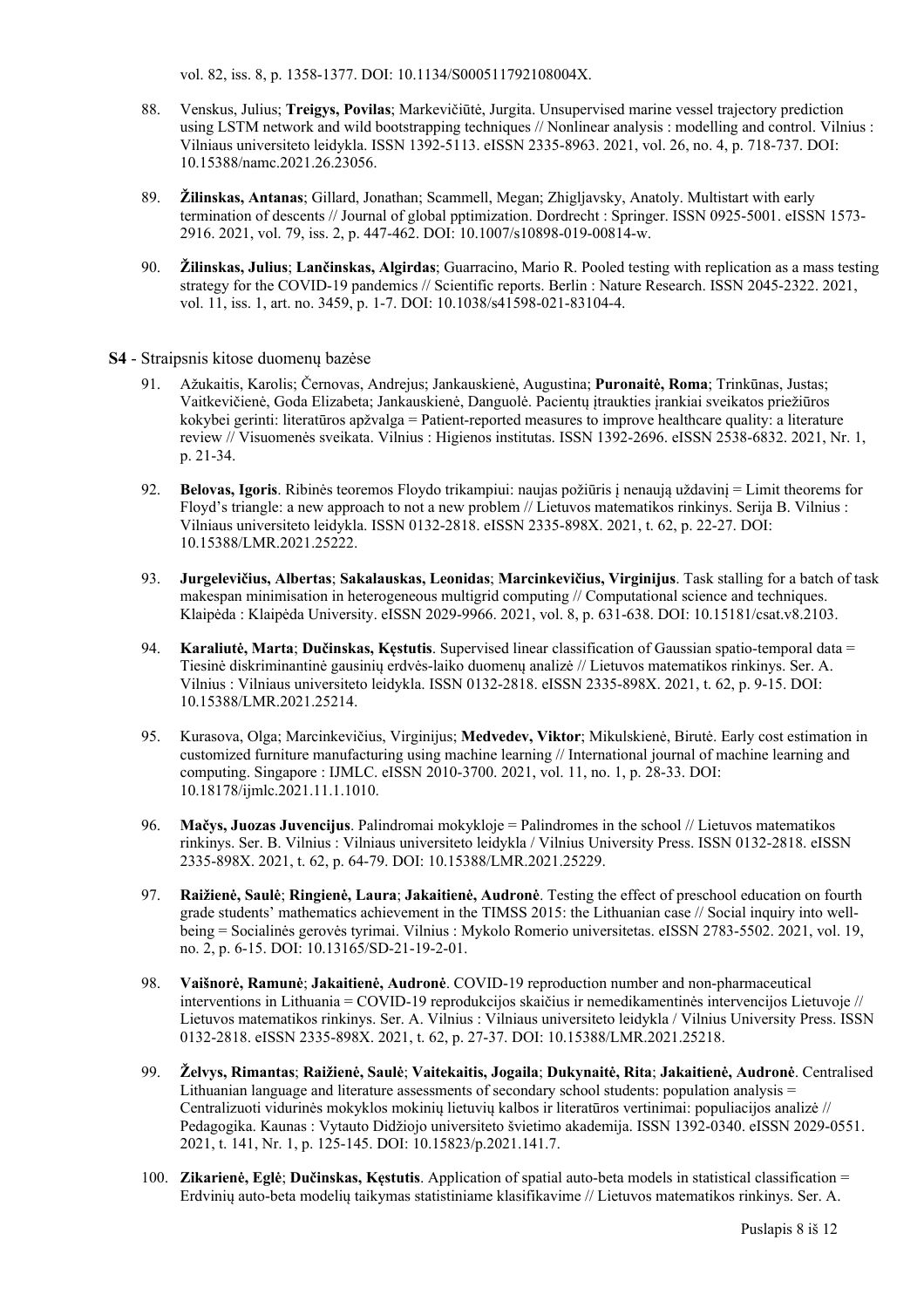vol. 82, iss. 8, p. 1358-1377. DOI: 10.1134/S000511792108004X.

88. Venskus, Julius; **Treigys, Povilas**; Markevičiūtė, Jurgita. Unsupervised marine vessel trajectory prediction using LSTM network and wild bootstrapping techniques // Nonlinear analysis : modelling and control. Vilnius : Vilniaus universiteto leidykla. ISSN 1392-5113. eISSN 2335-8963. 2021, vol. 26, no. 4, p. 718-737. DOI: 10.15388/namc.2021.26.23056.

89. **Žilinskas, Antanas**; Gillard, Jonathan; Scammell, Megan; Zhigljavsky, Anatoly. Multistart with early termination of descents // Journal of global pptimization. Dordrecht : Springer. ISSN 0925-5001. eISSN 1573-2916. 2021, vol. 79, iss. 2, p. 447-462. DOI: 10.1007/s10898-019-00814-w.

90. **Žilinskas, Julius**; **Lančinskas, Algirdas**; Guarracino, Mario R. Pooled testing with replication as a mass testing strategy for the COVID-19 pandemics // Scientific reports. Berlin : Nature Research. ISSN 2045-2322. 2021, vol. 11, iss. 1, art. no. 3459, p. 1-7. DOI: 10.1038/s41598-021-83104-4.

**S4** - Straipsnis kitose duomenų bazėse

91. Ažukaitis, Karolis; Černovas, Andrejus; Jankauskienė, Augustina; **Puronaitė, Roma**; Trinkūnas, Justas; Vaitkevičienė, Goda Elizabeta; Jankauskienė, Danguolė. Pacientų įtraukties įrankiai sveikatos priežiūros kokybei gerinti: literatūros apžvalga = Patient-reported measures to improve healthcare quality: a literature review // Visuomenės sveikata. Vilnius : Higienos institutas. ISSN 1392-2696. eISSN 2538-6832. 2021, Nr. 1, p. 21-34.

92. **Belovas, Igoris**. Ribinės teoremos Floydo trikampiui: naujas požiūris į nenaują uždavinį = Limit theorems for Floyd's triangle: a new approach to not a new problem // Lietuvos matematikos rinkinys. Serija B. Vilnius : Vilniaus universiteto leidykla. ISSN 0132-2818. eISSN 2335-898X. 2021, t. 62, p. 22-27. DOI: 10.15388/LMR.2021.25222.

93. **Jurgelevičius, Albertas**; **Sakalauskas, Leonidas**; **Marcinkevičius, Virginijus**. Task stalling for a batch of task makespan minimisation in heterogeneous multigrid computing // Computational science and techniques. Klaipėda : Klaipėda University. eISSN 2029-9966. 2021, vol. 8, p. 631-638. DOI: 10.15181/csat.v8.2103.

94. **Karaliutė, Marta**; **Dučinskas, Kęstutis**. Supervised linear classification of Gaussian spatio-temporal data = Tiesinė diskriminantinė gausinių erdvės-laiko duomenų analizė // Lietuvos matematikos rinkinys. Ser. A. Vilnius : Vilniaus universiteto leidykla. ISSN 0132-2818. eISSN 2335-898X. 2021, t. 62, p. 9-15. DOI: 10.15388/LMR.2021.25214.

95. Kurasova, Olga; Marcinkevičius, Virginijus; **Medvedev, Viktor**; Mikulskienė, Birutė. Early cost estimation in customized furniture manufacturing using machine learning // International journal of machine learning and computing. Singapore : IJMLC. eISSN 2010-3700. 2021, vol. 11, no. 1, p. 28-33. DOI: 10.18178/ijmlc.2021.11.1.1010.

96. **Mačys, Juozas Juvencijus**. Palindromai mokykloje = Palindromes in the school // Lietuvos matematikos rinkinys. Ser. B. Vilnius : Vilniaus universiteto leidykla / Vilnius University Press. ISSN 0132-2818. eISSN 2335-898X. 2021, t. 62, p. 64-79. DOI: 10.15388/LMR.2021.25229.

97. **Raižienė, Saulė**; **Ringienė, Laura**; **Jakaitienė, Audronė**. Testing the effect of preschool education on fourth grade students' mathematics achievement in the TIMSS 2015: the Lithuanian case // Social inquiry into well-being = Socialinės gerovės tyrimai. Vilnius : Mykolo Romerio universitetas. eISSN 2783-5502. 2021, vol. 19, no. 2, p. 6-15. DOI: 10.13165/SD-21-19-2-01.

98. **Vaišnorė, Ramunė**; **Jakaitienė, Audronė**. COVID-19 reproduction number and non-pharmaceutical interventions in Lithuania = COVID-19 reprodukcijos skaičius ir nemedikamentinės intervencijos Lietuvoje // Lietuvos matematikos rinkinys. Ser. A. Vilnius : Vilniaus universiteto leidykla / Vilnius University Press. ISSN 0132-2818. eISSN 2335-898X. 2021, t. 62, p. 27-37. DOI: 10.15388/LMR.2021.25218.

99. **Želvys, Rimantas**; **Raižienė, Saulė**; **Vaitekaitis, Jogaila**; **Dukynaitė, Rita**; **Jakaitienė, Audronė**. Centralised Lithuanian language and literature assessments of secondary school students: population analysis = Centralizuoti vidurinės mokyklos mokinių lietuvių kalbos ir literatūros vertinimai: populiacijos analizė // Pedagogika. Kaunas : Vytauto Didžiojo universiteto švietimo akademija. ISSN 1392-0340. eISSN 2029-0551. 2021, t. 141, Nr. 1, p. 125-145. DOI: 10.15823/p.2021.141.7.

100. **Zikarienė, Eglė**; **Dučinskas, Kęstutis**. Application of spatial auto-beta models in statistical classification = Erdvinių auto-beta modelių taikymas statistiniame klasifikavime // Lietuvos matematikos rinkinys. Ser. A.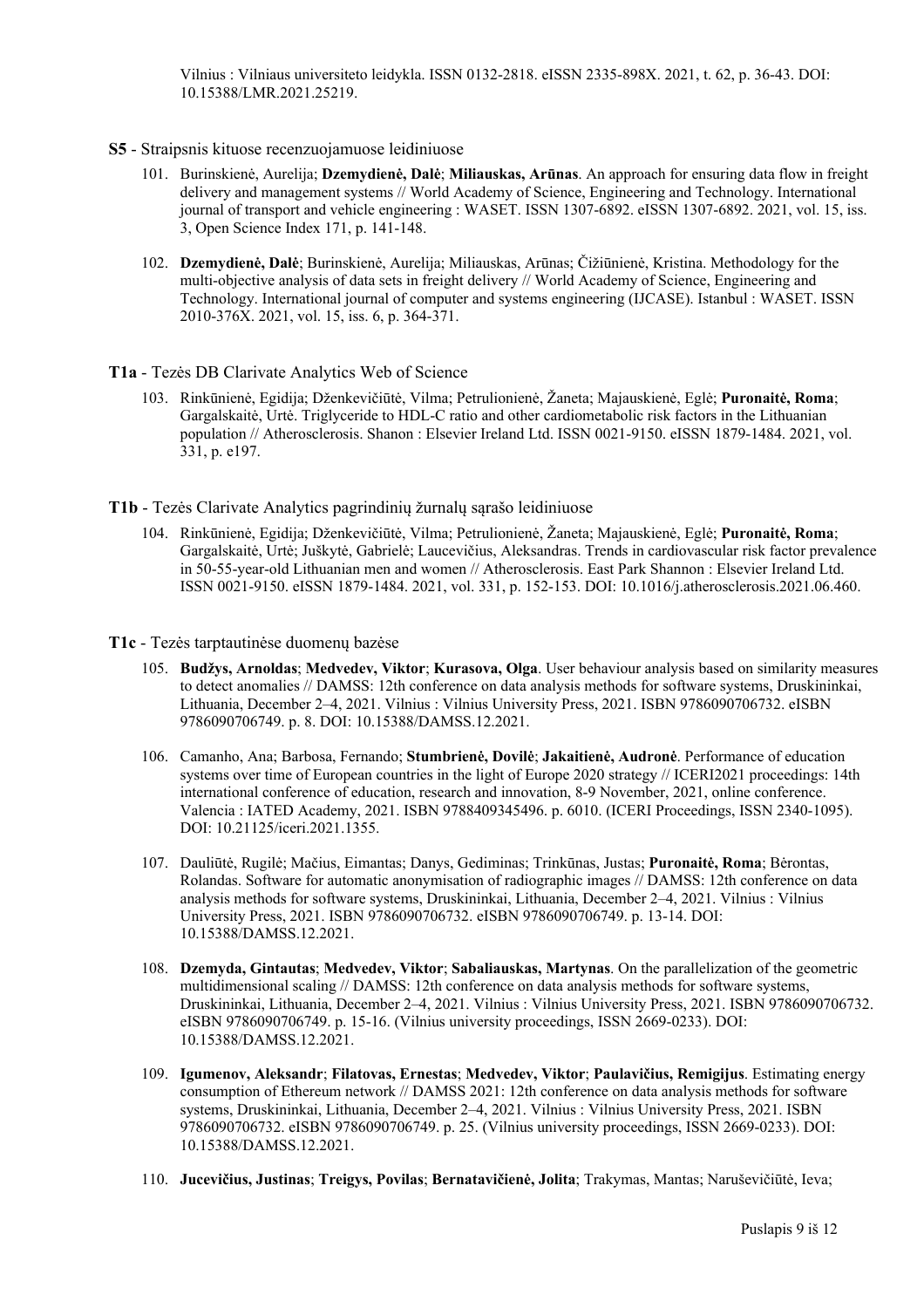Vilnius : Vilniaus universiteto leidykla. ISSN 0132-2818. eISSN 2335-898X. 2021, t. 62, p. 36-43. DOI: 10.15388/LMR.2021.25219.

**S5** - Straipsnis kituose recenzuojamuose leidiniuose

101. Burinskienė, Aurelija; **Dzemydienė, Dalė**; **Miliauskas, Arūnas**. An approach for ensuring data flow in freight delivery and management systems // World Academy of Science, Engineering and Technology. International journal of transport and vehicle engineering : WASET. ISSN 1307-6892. eISSN 1307-6892. 2021, vol. 15, iss. 3, Open Science Index 171, p. 141-148.

102. **Dzemydienė, Dalė**; Burinskienė, Aurelija; Miliauskas, Arūnas; Čižiūnienė, Kristina. Methodology for the multi-objective analysis of data sets in freight delivery // World Academy of Science, Engineering and Technology. International journal of computer and systems engineering (IJCASE). Istanbul : WASET. ISSN 2010-376X. 2021, vol. 15, iss. 6, p. 364-371.

**T1a** - Tezės DB Clarivate Analytics Web of Science

103. Rinkūnienė, Egidija; Dženkevičiūtė, Vilma; Petrulionienė, Žaneta; Majauskienė, Eglė; **Puronaitė, Roma**; Gargalskaitė, Urtė. Triglyceride to HDL-C ratio and other cardiometabolic risk factors in the Lithuanian population // Atherosclerosis. Shanon : Elsevier Ireland Ltd. ISSN 0021-9150. eISSN 1879-1484. 2021, vol. 331, p. e197.

**T1b** - Tezės Clarivate Analytics pagrindinių žurnalų sąrašo leidiniuose

104. Rinkūnienė, Egidija; Dženkevičiūtė, Vilma; Petrulionienė, Žaneta; Majauskienė, Eglė; **Puronaitė, Roma**; Gargalskaitė, Urtė; Juškytė, Gabrielė; Laucevičius, Aleksandras. Trends in cardiovascular risk factor prevalence in 50-55-year-old Lithuanian men and women // Atherosclerosis. East Park Shannon : Elsevier Ireland Ltd. ISSN 0021-9150. eISSN 1879-1484. 2021, vol. 331, p. 152-153. DOI: 10.1016/j.atherosclerosis.2021.06.460.

**T1c** - Tezės tarptautinėse duomenų bazėse

105. **Budžys, Arnoldas**; **Medvedev, Viktor**; **Kurasova, Olga**. User behaviour analysis based on similarity measures to detect anomalies // DAMSS: 12th conference on data analysis methods for software systems, Druskininkai, Lithuania, December 2–4, 2021. Vilnius : Vilnius University Press, 2021. ISBN 9786090706732. eISBN 9786090706749. p. 8. DOI: 10.15388/DAMSS.12.2021.

106. Camanho, Ana; Barbosa, Fernando; **Stumbrienė, Dovilė**; **Jakaitienė, Audronė**. Performance of education systems over time of European countries in the light of Europe 2020 strategy // ICERI2021 proceedings: 14th international conference of education, research and innovation, 8-9 November, 2021, online conference. Valencia : IATED Academy, 2021. ISBN 9788409345496. p. 6010. (ICERI Proceedings, ISSN 2340-1095). DOI: 10.21125/iceri.2021.1355.

107. Dauliūtė, Rugilė; Mačius, Eimantas; Danys, Gediminas; Trinkūnas, Justas; **Puronaitė, Roma**; Bėrontas, Rolandas. Software for automatic anonymisation of radiographic images // DAMSS: 12th conference on data analysis methods for software systems, Druskininkai, Lithuania, December 2–4, 2021. Vilnius : Vilnius University Press, 2021. ISBN 9786090706732. eISBN 9786090706749. p. 13-14. DOI: 10.15388/DAMSS.12.2021.

108. **Dzemyda, Gintautas**; **Medvedev, Viktor**; **Sabaliauskas, Martynas**. On the parallelization of the geometric multidimensional scaling // DAMSS: 12th conference on data analysis methods for software systems, Druskininkai, Lithuania, December 2–4, 2021. Vilnius : Vilnius University Press, 2021. ISBN 9786090706732. eISBN 9786090706749. p. 15-16. (Vilnius university proceedings, ISSN 2669-0233). DOI: 10.15388/DAMSS.12.2021.

109. **Igumenov, Aleksandr**; **Filatovas, Ernestas**; **Medvedev, Viktor**; **Paulavičius, Remigijus**. Estimating energy consumption of Ethereum network // DAMSS 2021: 12th conference on data analysis methods for software systems, Druskininkai, Lithuania, December 2–4, 2021. Vilnius : Vilnius University Press, 2021. ISBN 9786090706732. eISBN 9786090706749. p. 25. (Vilnius university proceedings, ISSN 2669-0233). DOI: 10.15388/DAMSS.12.2021.

110. **Jucevičius, Justinas**; **Treigys, Povilas**; **Bernatavičienė, Jolita**; Trakymas, Mantas; Naruševičiūtė, Ieva;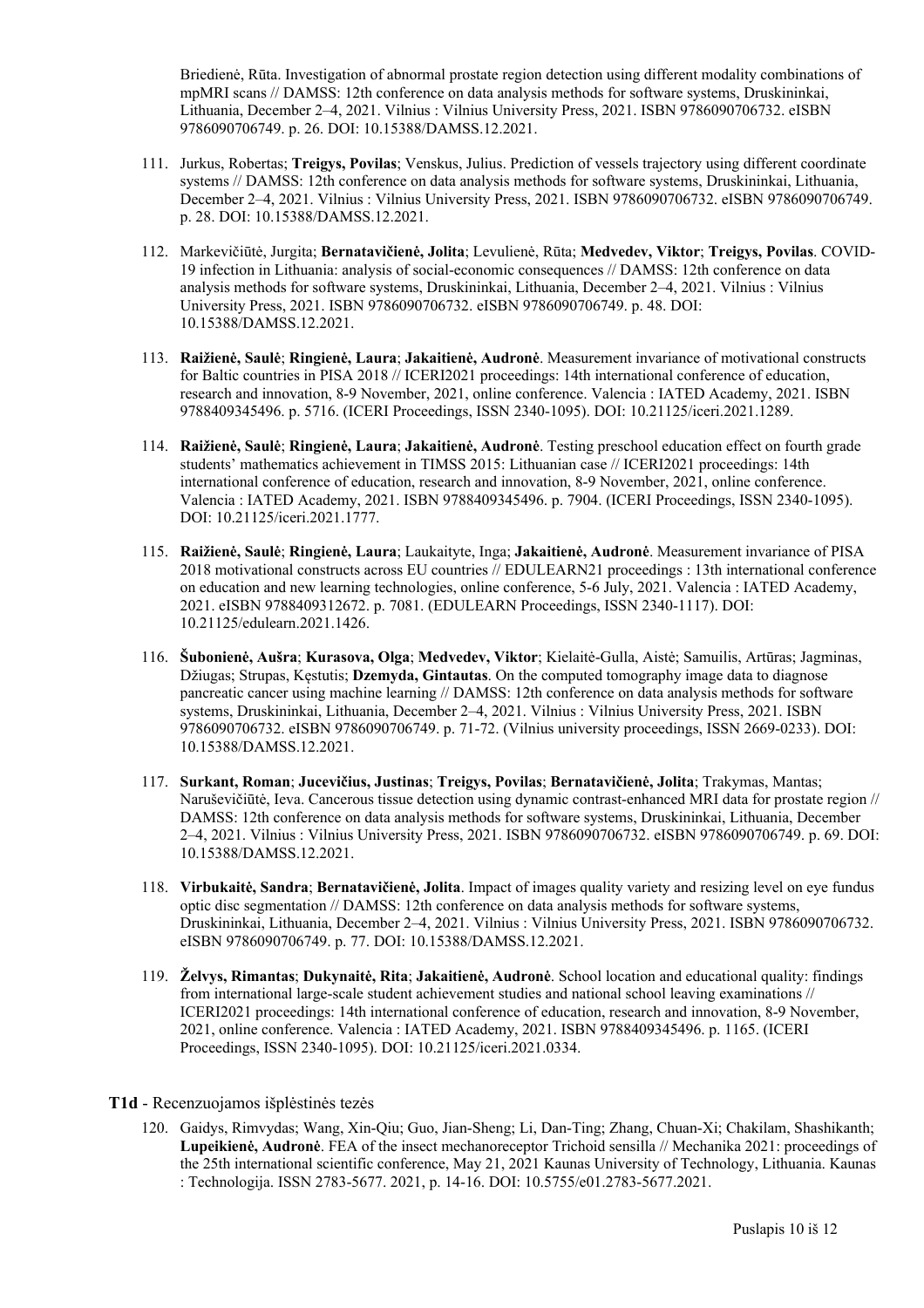Briedienė, Rūta. Investigation of abnormal prostate region detection using different modality combinations of mpMRI scans // DAMSS: 12th conference on data analysis methods for software systems, Druskininkai, Lithuania, December 2–4, 2021. Vilnius : Vilnius University Press, 2021. ISBN 9786090706732. eISBN 9786090706749. p. 26. DOI: 10.15388/DAMSS.12.2021.

111. Jurkus, Robertas; **Treigys, Povilas**; Venskus, Julius. Prediction of vessels trajectory using different coordinate systems // DAMSS: 12th conference on data analysis methods for software systems, Druskininkai, Lithuania, December 2–4, 2021. Vilnius : Vilnius University Press, 2021. ISBN 9786090706732. eISBN 9786090706749. p. 28. DOI: 10.15388/DAMSS.12.2021.

112. Markevičiūtė, Jurgita; **Bernatavičienė, Jolita**; Levulienė, Rūta; **Medvedev, Viktor**; **Treigys, Povilas**. COVID-19 infection in Lithuania: analysis of social-economic consequences // DAMSS: 12th conference on data analysis methods for software systems, Druskininkai, Lithuania, December 2–4, 2021. Vilnius : Vilnius University Press, 2021. ISBN 9786090706732. eISBN 9786090706749. p. 48. DOI: 10.15388/DAMSS.12.2021.

113. **Raižienė, Saulė**; **Ringienė, Laura**; **Jakaitienė, Audronė**. Measurement invariance of motivational constructs for Baltic countries in PISA 2018 // ICERI2021 proceedings: 14th international conference of education, research and innovation, 8-9 November, 2021, online conference. Valencia : IATED Academy, 2021. ISBN 9788409345496. p. 5716. (ICERI Proceedings, ISSN 2340-1095). DOI: 10.21125/iceri.2021.1289.

114. **Raižienė, Saulė**; **Ringienė, Laura**; **Jakaitienė, Audronė**. Testing preschool education effect on fourth grade students' mathematics achievement in TIMSS 2015: Lithuanian case // ICERI2021 proceedings: 14th international conference of education, research and innovation, 8-9 November, 2021, online conference. Valencia : IATED Academy, 2021. ISBN 9788409345496. p. 7904. (ICERI Proceedings, ISSN 2340-1095). DOI: 10.21125/iceri.2021.1777.

115. **Raižienė, Saulė**; **Ringienė, Laura**; Laukaityte, Inga; **Jakaitienė, Audronė**. Measurement invariance of PISA 2018 motivational constructs across EU countries // EDULEARN21 proceedings : 13th international conference on education and new learning technologies, online conference, 5-6 July, 2021. Valencia : IATED Academy, 2021. eISBN 9788409312672. p. 7081. (EDULEARN Proceedings, ISSN 2340-1117). DOI: 10.21125/edulearn.2021.1426.

116. **Šubonienė, Aušra**; **Kurasova, Olga**; **Medvedev, Viktor**; Kielaitė-Gulla, Aistė; Samuilis, Artūras; Jagminas, Džiugas; Strupas, Kęstutis; **Dzemyda, Gintautas**. On the computed tomography image data to diagnose pancreatic cancer using machine learning // DAMSS: 12th conference on data analysis methods for software systems, Druskininkai, Lithuania, December 2–4, 2021. Vilnius : Vilnius University Press, 2021. ISBN 9786090706732. eISBN 9786090706749. p. 71-72. (Vilnius university proceedings, ISSN 2669-0233). DOI: 10.15388/DAMSS.12.2021.

117. **Surkant, Roman**; **Jucevičius, Justinas**; **Treigys, Povilas**; **Bernatavičienė, Jolita**; Trakymas, Mantas; Naruševičiūtė, Ieva. Cancerous tissue detection using dynamic contrast-enhanced MRI data for prostate region // DAMSS: 12th conference on data analysis methods for software systems, Druskininkai, Lithuania, December 2–4, 2021. Vilnius : Vilnius University Press, 2021. ISBN 9786090706732. eISBN 9786090706749. p. 69. DOI: 10.15388/DAMSS.12.2021.

118. **Virbukaitė, Sandra**; **Bernatavičienė, Jolita**. Impact of images quality variety and resizing level on eye fundus optic disc segmentation // DAMSS: 12th conference on data analysis methods for software systems, Druskininkai, Lithuania, December 2–4, 2021. Vilnius : Vilnius University Press, 2021. ISBN 9786090706732. eISBN 9786090706749. p. 77. DOI: 10.15388/DAMSS.12.2021.

119. **Želvys, Rimantas**; **Dukynaitė, Rita**; **Jakaitienė, Audronė**. School location and educational quality: findings from international large-scale student achievement studies and national school leaving examinations // ICERI2021 proceedings: 14th international conference of education, research and innovation, 8-9 November, 2021, online conference. Valencia : IATED Academy, 2021. ISBN 9788409345496. p. 1165. (ICERI Proceedings, ISSN 2340-1095). DOI: 10.21125/iceri.2021.0334.

**T1d** - Recenzuojamos išplėstinės tezės

120. Gaidys, Rimvydas; Wang, Xin-Qiu; Guo, Jian-Sheng; Li, Dan-Ting; Zhang, Chuan-Xi; Chakilam, Shashikanth; **Lupeikienė, Audronė**. FEA of the insect mechanoreceptor Trichoid sensilla // Mechanika 2021: proceedings of the 25th international scientific conference, May 21, 2021 Kaunas University of Technology, Lithuania. Kaunas : Technologija. ISSN 2783-5677. 2021, p. 14-16. DOI: 10.5755/e01.2783-5677.2021.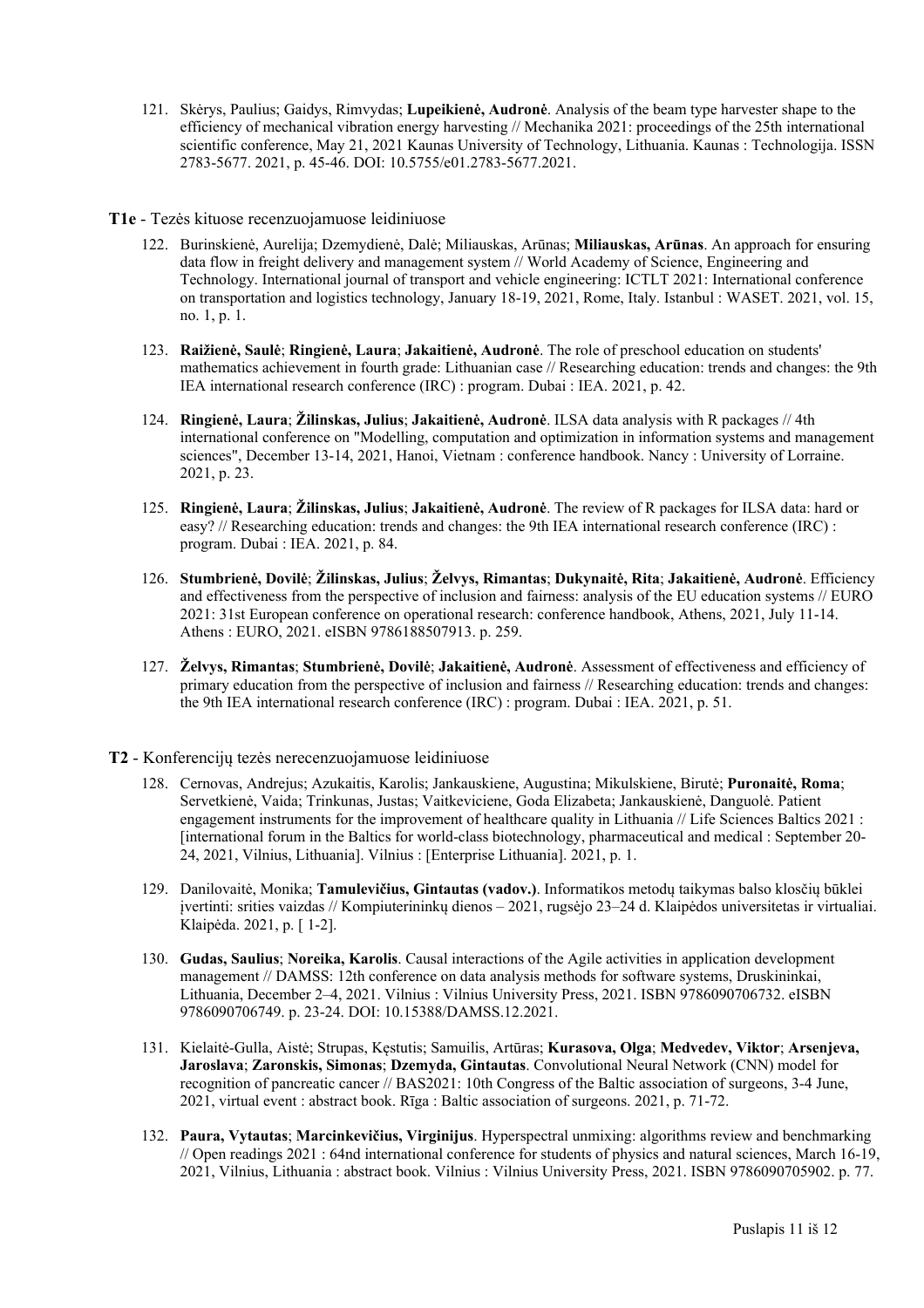121. Skėrys, Paulius; Gaidys, Rimvydas; **Lupeikienė, Audronė**. Analysis of the beam type harvester shape to the efficiency of mechanical vibration energy harvesting // Mechanika 2021: proceedings of the 25th international scientific conference, May 21, 2021 Kaunas University of Technology, Lithuania. Kaunas : Technologija. ISSN 2783-5677. 2021, p. 45-46. DOI: 10.5755/e01.2783-5677.2021.

**T1e** - Tezės kituose recenzuojamuose leidiniuose

122. Burinskienė, Aurelija; Dzemydienė, Dalė; Miliauskas, Arūnas; **Miliauskas, Arūnas**. An approach for ensuring data flow in freight delivery and management system // World Academy of Science, Engineering and Technology. International journal of transport and vehicle engineering: ICTLT 2021: International conference on transportation and logistics technology, January 18-19, 2021, Rome, Italy. Istanbul : WASET. 2021, vol. 15, no. 1, p. 1.

123. **Raižienė, Saulė**; **Ringienė, Laura**; **Jakaitienė, Audronė**. The role of preschool education on students' mathematics achievement in fourth grade: Lithuanian case // Researching education: trends and changes: the 9th IEA international research conference (IRC) : program. Dubai : IEA. 2021, p. 42.

124. **Ringienė, Laura**; **Žilinskas, Julius**; **Jakaitienė, Audronė**. ILSA data analysis with R packages // 4th international conference on "Modelling, computation and optimization in information systems and management sciences", December 13-14, 2021, Hanoi, Vietnam : conference handbook. Nancy : University of Lorraine. 2021, p. 23.

125. **Ringienė, Laura**; **Žilinskas, Julius**; **Jakaitienė, Audronė**. The review of R packages for ILSA data: hard or easy? // Researching education: trends and changes: the 9th IEA international research conference (IRC) : program. Dubai : IEA. 2021, p. 84.

126. **Stumbrienė, Dovilė**; **Žilinskas, Julius**; **Želvys, Rimantas**; **Dukynaitė, Rita**; **Jakaitienė, Audronė**. Efficiency and effectiveness from the perspective of inclusion and fairness: analysis of the EU education systems // EURO 2021: 31st European conference on operational research: conference handbook, Athens, 2021, July 11-14. Athens : EURO, 2021. eISBN 9786188507913. p. 259.

127. **Želvys, Rimantas**; **Stumbrienė, Dovilė**; **Jakaitienė, Audronė**. Assessment of effectiveness and efficiency of primary education from the perspective of inclusion and fairness // Researching education: trends and changes: the 9th IEA international research conference (IRC) : program. Dubai : IEA. 2021, p. 51.

**T2** - Konferencijų tezės nerecenzuojamuose leidiniuose

128. Cernovas, Andrejus; Azukaitis, Karolis; Jankauskiene, Augustina; Mikulskiene, Birutė; **Puronaitė, Roma**; Servetkienė, Vaida; Trinkunas, Justas; Vaitkeviciene, Goda Elizabeta; Jankauskienė, Danguolė. Patient engagement instruments for the improvement of healthcare quality in Lithuania // Life Sciences Baltics 2021 : [international forum in the Baltics for world-class biotechnology, pharmaceutical and medical : September 20-24, 2021, Vilnius, Lithuania]. Vilnius : [Enterprise Lithuania]. 2021, p. 1.

129. Danilovaitė, Monika; **Tamulevičius, Gintautas (vadov.)**. Informatikos metodų taikymas balso klosčių būklei įvertinti: srities vaizdas // Kompiuterininkų dienos – 2021, rugsėjo 23–24 d. Klaipėdos universitetas ir virtualiai. Klaipėda. 2021, p. [ 1-2].

130. **Gudas, Saulius**; **Noreika, Karolis**. Causal interactions of the Agile activities in application development management // DAMSS: 12th conference on data analysis methods for software systems, Druskininkai, Lithuania, December 2–4, 2021. Vilnius : Vilnius University Press, 2021. ISBN 9786090706732. eISBN 9786090706749. p. 23-24. DOI: 10.15388/DAMSS.12.2021.

131. Kielaitė-Gulla, Aistė; Strupas, Kęstutis; Samuilis, Artūras; **Kurasova, Olga**; **Medvedev, Viktor**; **Arsenjeva, Jaroslava**; **Zaronskis, Simonas**; **Dzemyda, Gintautas**. Convolutional Neural Network (CNN) model for recognition of pancreatic cancer // BAS2021: 10th Congress of the Baltic association of surgeons, 3-4 June, 2021, virtual event : abstract book. Rīga : Baltic association of surgeons. 2021, p. 71-72.

132. **Paura, Vytautas**; **Marcinkevičius, Virginijus**. Hyperspectral unmixing: algorithms review and benchmarking // Open readings 2021 : 64nd international conference for students of physics and natural sciences, March 16-19, 2021, Vilnius, Lithuania : abstract book. Vilnius : Vilnius University Press, 2021. ISBN 9786090705902. p. 77.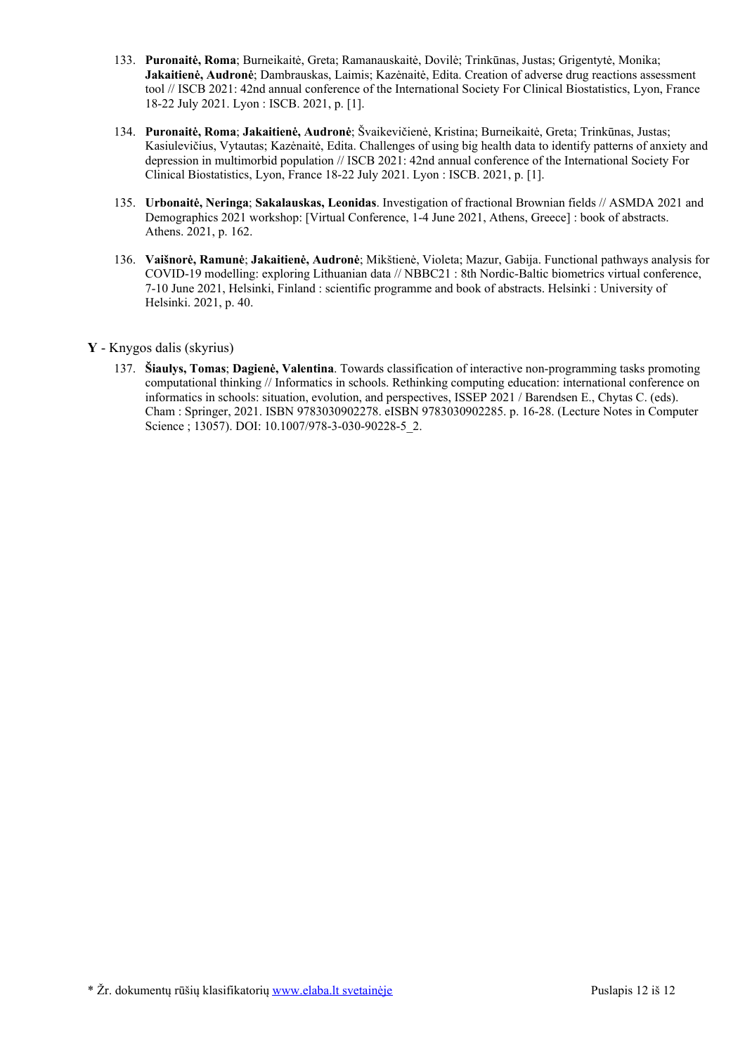133. **Puronaitė, Roma**; Burneikaitė, Greta; Ramanauskaitė, Dovilė; Trinkūnas, Justas; Grigentytė, Monika; **Jakaitienė, Audronė**; Dambrauskas, Laimis; Kazėnaitė, Edita. Creation of adverse drug reactions assessment tool // ISCB 2021: 42nd annual conference of the International Society For Clinical Biostatistics, Lyon, France 18-22 July 2021. Lyon : ISCB. 2021, p. [1].

134. **Puronaitė, Roma**; **Jakaitienė, Audronė**; Švaikevičienė, Kristina; Burneikaitė, Greta; Trinkūnas, Justas; Kasiulevičius, Vytautas; Kazėnaitė, Edita. Challenges of using big health data to identify patterns of anxiety and depression in multimorbid population // ISCB 2021: 42nd annual conference of the International Society For Clinical Biostatistics, Lyon, France 18-22 July 2021. Lyon : ISCB. 2021, p. [1].

135. **Urbonaitė, Neringa**; **Sakalauskas, Leonidas**. Investigation of fractional Brownian fields // ASMDA 2021 and Demographics 2021 workshop: [Virtual Conference, 1-4 June 2021, Athens, Greece] : book of abstracts. Athens. 2021, p. 162.

136. **Vaišnorė, Ramunė**; **Jakaitienė, Audronė**; Mikštienė, Violeta; Mazur, Gabija. Functional pathways analysis for COVID-19 modelling: exploring Lithuanian data // NBBC21 : 8th Nordic-Baltic biometrics virtual conference, 7-10 June 2021, Helsinki, Finland : scientific programme and book of abstracts. Helsinki : University of Helsinki. 2021, p. 40.

**Y** - Knygos dalis (skyrius)

137. **Šiaulys, Tomas**; **Dagienė, Valentina**. Towards classification of interactive non-programming tasks promoting computational thinking // Informatics in schools. Rethinking computing education: international conference on informatics in schools: situation, evolution, and perspectives, ISSEP 2021 / Barendsen E., Chytas C. (eds). Cham : Springer, 2021. ISBN 9783030902278. eISBN 9783030902285. p. 16-28. (Lecture Notes in Computer Science ; 13057). DOI: 10.1007/978-3-030-90228-5_2.

* Žr. dokumentų rūšių klasifikatorių www.elaba.lt svetainėje